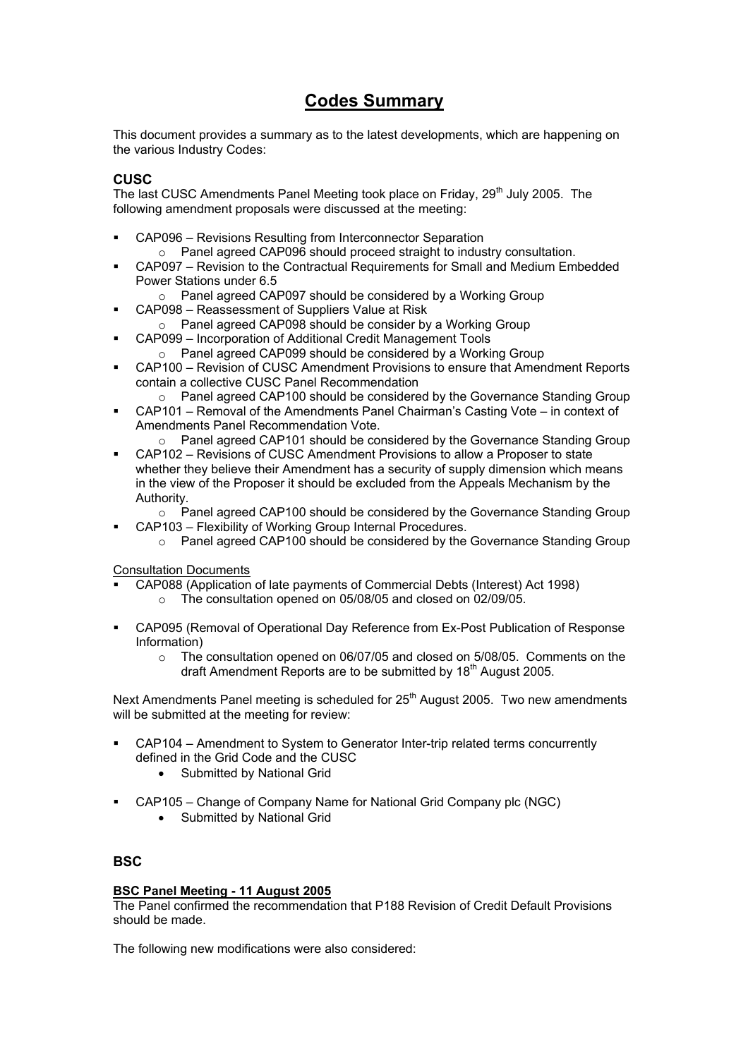# Codes Summary

This document provides a summary as to the latest developments, which are happening on the various Industry Codes:

## CUSC

The last CUSC Amendments Panel Meeting took place on Friday, 29th July 2005. The following amendment proposals were discussed at the meeting:

- CAP096 – Revisions Resulting from Interconnector Separation
  - Panel agreed CAP096 should proceed straight to industry consultation.
- CAP097 – Revision to the Contractual Requirements for Small and Medium Embedded Power Stations under 6.5
  - Panel agreed CAP097 should be considered by a Working Group
- CAP098 – Reassessment of Suppliers Value at Risk
  - Panel agreed CAP098 should be consider by a Working Group
- CAP099 – Incorporation of Additional Credit Management Tools
  - Panel agreed CAP099 should be considered by a Working Group
- CAP100 – Revision of CUSC Amendment Provisions to ensure that Amendment Reports contain a collective CUSC Panel Recommendation
  - Panel agreed CAP100 should be considered by the Governance Standing Group
- CAP101 – Removal of the Amendments Panel Chairman's Casting Vote – in context of Amendments Panel Recommendation Vote.
  - Panel agreed CAP101 should be considered by the Governance Standing Group
- CAP102 – Revisions of CUSC Amendment Provisions to allow a Proposer to state whether they believe their Amendment has a security of supply dimension which means in the view of the Proposer it should be excluded from the Appeals Mechanism by the Authority.
  - Panel agreed CAP100 should be considered by the Governance Standing Group
- CAP103 – Flexibility of Working Group Internal Procedures.
  - Panel agreed CAP100 should be considered by the Governance Standing Group

<u>Consultation Documents</u>

- CAP088 (Application of late payments of Commercial Debts (Interest) Act 1998)
  - The consultation opened on 05/08/05 and closed on 02/09/05.
- CAP095 (Removal of Operational Day Reference from Ex-Post Publication of Response Information)
  - The consultation opened on 06/07/05 and closed on 5/08/05. Comments on the draft Amendment Reports are to be submitted by 18th August 2005.

Next Amendments Panel meeting is scheduled for 25th August 2005. Two new amendments will be submitted at the meeting for review:

- CAP104 – Amendment to System to Generator Inter-trip related terms concurrently defined in the Grid Code and the CUSC
  - Submitted by National Grid
- CAP105 – Change of Company Name for National Grid Company plc (NGC)
  - Submitted by National Grid

## BSC

### BSC Panel Meeting - 11 August 2005

The Panel confirmed the recommendation that P188 Revision of Credit Default Provisions should be made.

The following new modifications were also considered: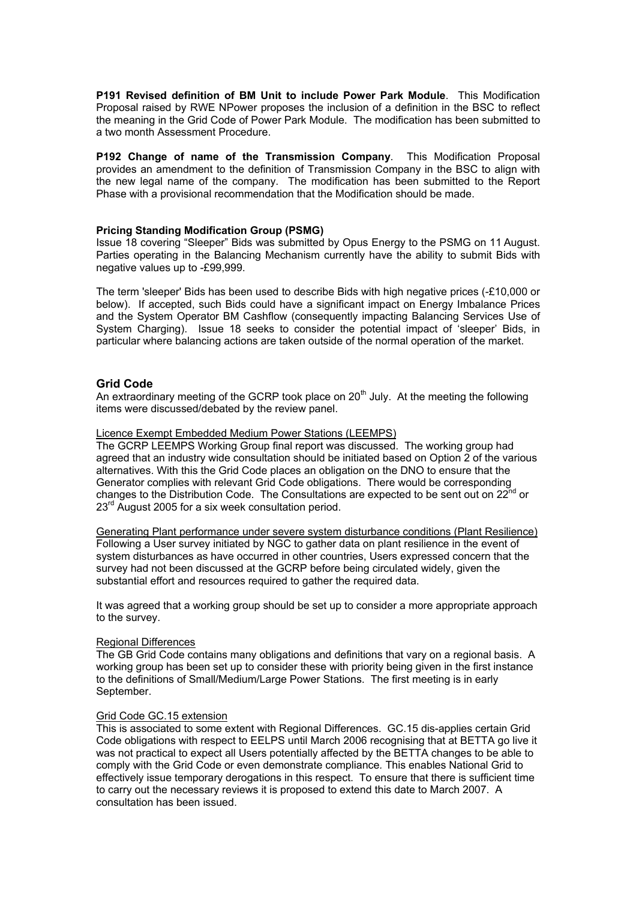**P191 Revised definition of BM Unit to include Power Park Module**. This Modification Proposal raised by RWE NPower proposes the inclusion of a definition in the BSC to reflect the meaning in the Grid Code of Power Park Module. The modification has been submitted to a two month Assessment Procedure.

**P192 Change of name of the Transmission Company**. This Modification Proposal provides an amendment to the definition of Transmission Company in the BSC to align with the new legal name of the company. The modification has been submitted to the Report Phase with a provisional recommendation that the Modification should be made.

**Pricing Standing Modification Group (PSMG)**

Issue 18 covering "Sleeper" Bids was submitted by Opus Energy to the PSMG on 11 August. Parties operating in the Balancing Mechanism currently have the ability to submit Bids with negative values up to -£99,999.

The term 'sleeper' Bids has been used to describe Bids with high negative prices (-£10,000 or below). If accepted, such Bids could have a significant impact on Energy Imbalance Prices and the System Operator BM Cashflow (consequently impacting Balancing Services Use of System Charging). Issue 18 seeks to consider the potential impact of 'sleeper' Bids, in particular where balancing actions are taken outside of the normal operation of the market.

## Grid Code

An extraordinary meeting of the GCRP took place on 20th July. At the meeting the following items were discussed/debated by the review panel.

Licence Exempt Embedded Medium Power Stations (LEEMPS)

The GCRP LEEMPS Working Group final report was discussed. The working group had agreed that an industry wide consultation should be initiated based on Option 2 of the various alternatives. With this the Grid Code places an obligation on the DNO to ensure that the Generator complies with relevant Grid Code obligations. There would be corresponding changes to the Distribution Code. The Consultations are expected to be sent out on 22nd or 23rd August 2005 for a six week consultation period.

Generating Plant performance under severe system disturbance conditions (Plant Resilience)

Following a User survey initiated by NGC to gather data on plant resilience in the event of system disturbances as have occurred in other countries, Users expressed concern that the survey had not been discussed at the GCRP before being circulated widely, given the substantial effort and resources required to gather the required data.

It was agreed that a working group should be set up to consider a more appropriate approach to the survey.

Regional Differences

The GB Grid Code contains many obligations and definitions that vary on a regional basis. A working group has been set up to consider these with priority being given in the first instance to the definitions of Small/Medium/Large Power Stations. The first meeting is in early September.

Grid Code GC.15 extension

This is associated to some extent with Regional Differences. GC.15 dis-applies certain Grid Code obligations with respect to EELPS until March 2006 recognising that at BETTA go live it was not practical to expect all Users potentially affected by the BETTA changes to be able to comply with the Grid Code or even demonstrate compliance. This enables National Grid to effectively issue temporary derogations in this respect. To ensure that there is sufficient time to carry out the necessary reviews it is proposed to extend this date to March 2007. A consultation has been issued.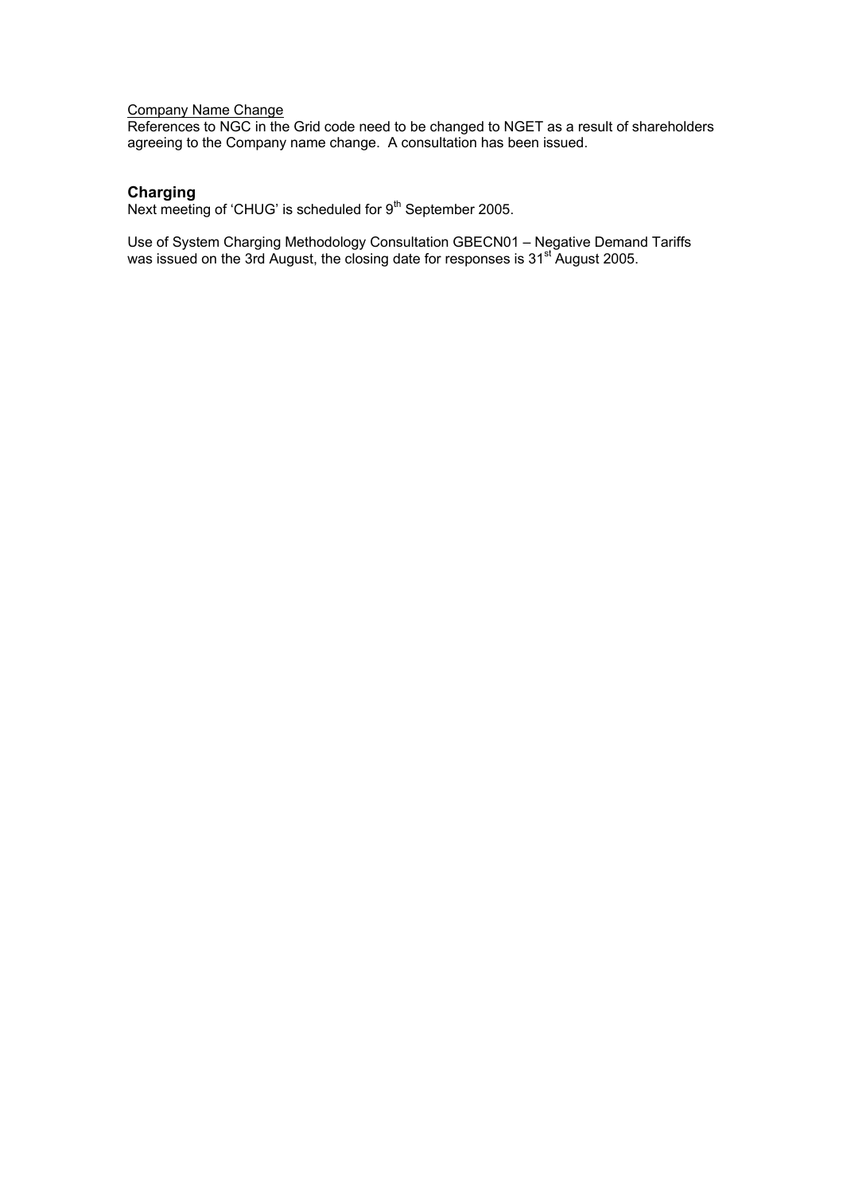<u>Company Name Change</u>
References to NGC in the Grid code need to be changed to NGET as a result of shareholders agreeing to the Company name change. A consultation has been issued.

## Charging

Next meeting of 'CHUG' is scheduled for 9th September 2005.

Use of System Charging Methodology Consultation GBECN01 – Negative Demand Tariffs was issued on the 3rd August, the closing date for responses is 31st August 2005.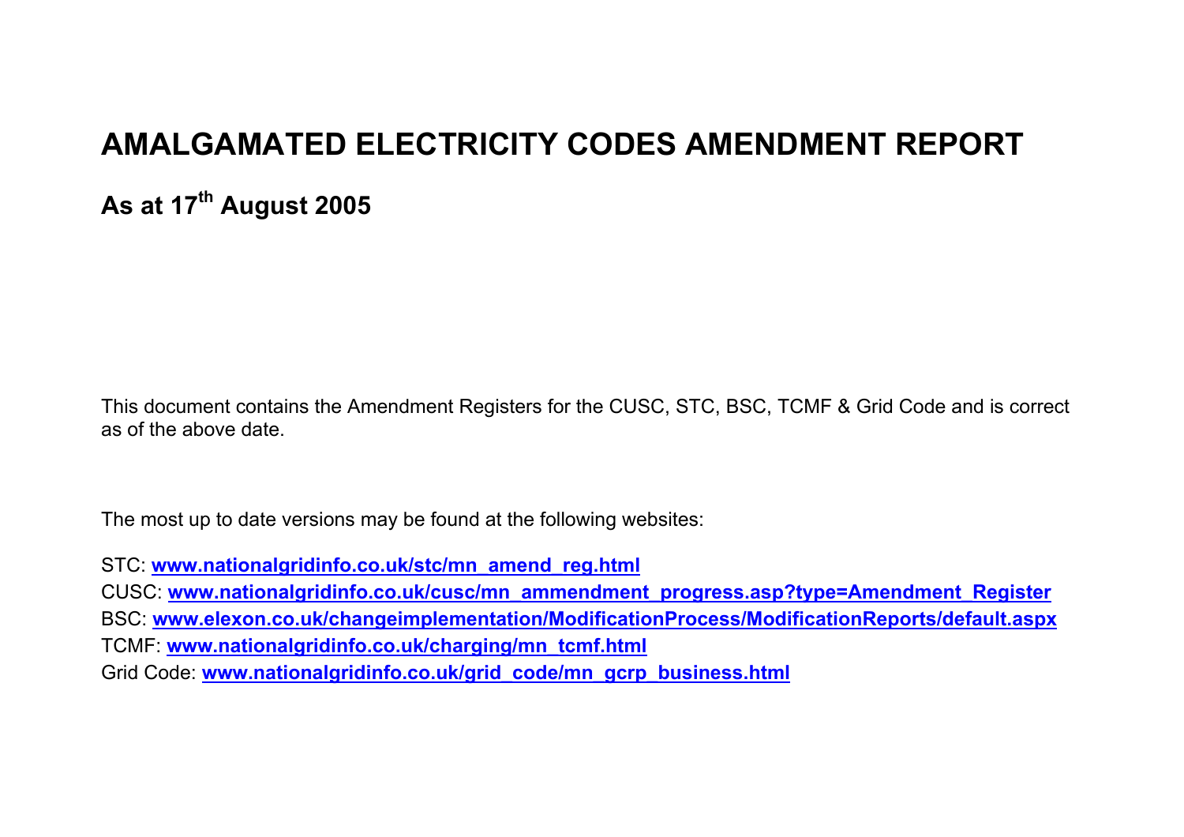# AMALGAMATED ELECTRICITY CODES AMENDMENT REPORT

## As at 17th August 2005

This document contains the Amendment Registers for the CUSC, STC, BSC, TCMF & Grid Code and is correct as of the above date.

The most up to date versions may be found at the following websites:

STC: **www.nationalgridinfo.co.uk/stc/mn_amend_reg.html**
CUSC: **www.nationalgridinfo.co.uk/cusc/mn_ammendment_progress.asp?type=Amendment_Register**
BSC: **www.elexon.co.uk/changeimplementation/ModificationProcess/ModificationReports/default.aspx**
TCMF: **www.nationalgridinfo.co.uk/charging/mn_tcmf.html**
Grid Code: **www.nationalgridinfo.co.uk/grid_code/mn_gcrp_business.html**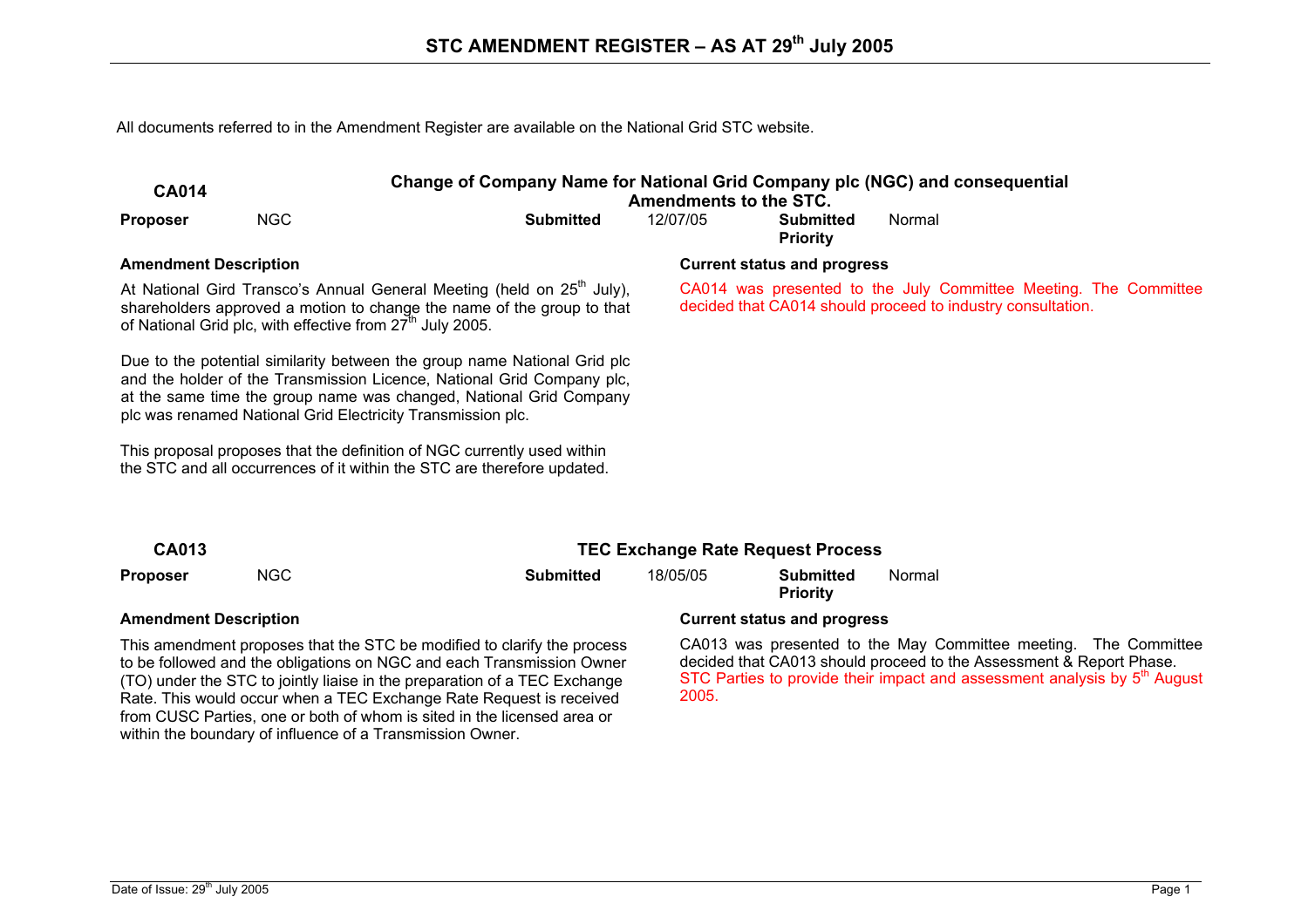# STC AMENDMENT REGISTER – AS AT 29th July 2005

All documents referred to in the Amendment Register are available on the National Grid STC website.

## CA014 — Change of Company Name for National Grid Company plc (NGC) and consequential Amendments to the STC.

| **Proposer** | NGC | **Submitted** | 12/07/05 | **Submitted Priority** | Normal |
|---|---|---|---|---|---|

**Amendment Description**

At National Gird Transco's Annual General Meeting (held on 25th July), shareholders approved a motion to change the name of the group to that of National Grid plc, with effective from 27th July 2005.

Due to the potential similarity between the group name National Grid plc and the holder of the Transmission Licence, National Grid Company plc, at the same time the group name was changed, National Grid Company plc was renamed National Grid Electricity Transmission plc.

This proposal proposes that the definition of NGC currently used within the STC and all occurrences of it within the STC are therefore updated.

**Current status and progress**

CA014 was presented to the July Committee Meeting. The Committee decided that CA014 should proceed to industry consultation.

## CA013 — TEC Exchange Rate Request Process

| **Proposer** | NGC | **Submitted** | 18/05/05 | **Submitted Priority** | Normal |
|---|---|---|---|---|---|

**Amendment Description**

This amendment proposes that the STC be modified to clarify the process to be followed and the obligations on NGC and each Transmission Owner (TO) under the STC to jointly liaise in the preparation of a TEC Exchange Rate. This would occur when a TEC Exchange Rate Request is received from CUSC Parties, one or both of whom is sited in the licensed area or within the boundary of influence of a Transmission Owner.

**Current status and progress**

CA013 was presented to the May Committee meeting. The Committee decided that CA013 should proceed to the Assessment & Report Phase. STC Parties to provide their impact and assessment analysis by 5th August 2005.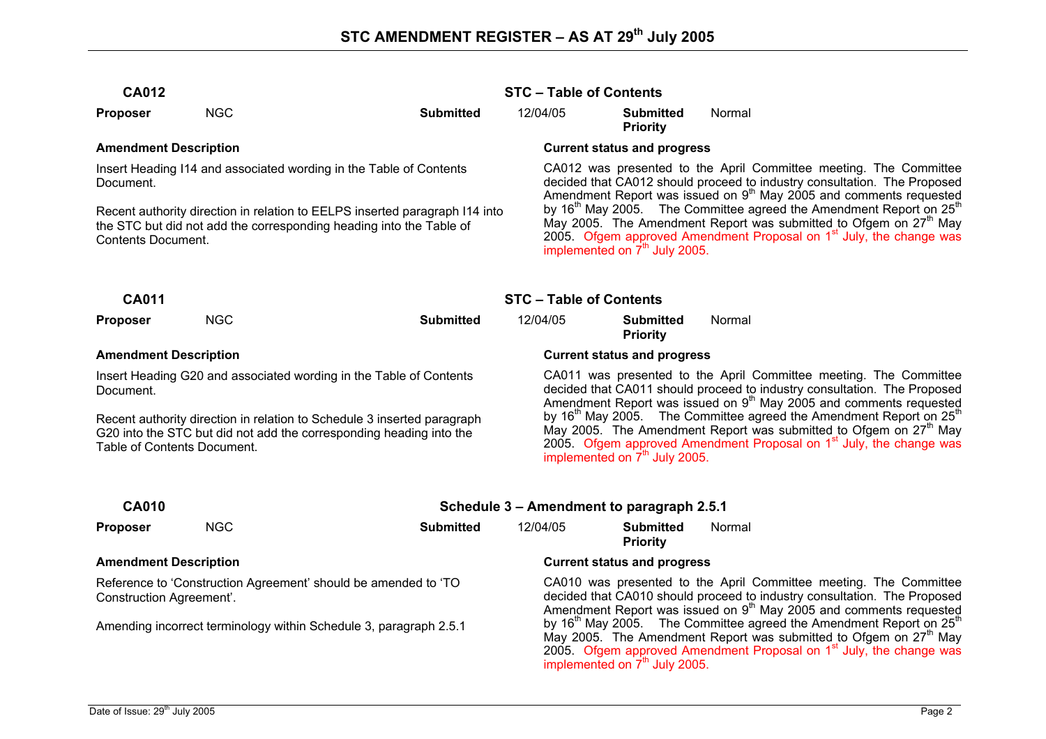# STC AMENDMENT REGISTER – AS AT 29th July 2005

## CA012 — STC – Table of Contents

**Proposer** NGC **Submitted** 12/04/05 **Submitted Priority** Normal

**Amendment Description**

Insert Heading I14 and associated wording in the Table of Contents Document.

Recent authority direction in relation to EELPS inserted paragraph I14 into the STC but did not add the corresponding heading into the Table of Contents Document.

**Current status and progress**

CA012 was presented to the April Committee meeting. The Committee decided that CA012 should proceed to industry consultation. The Proposed Amendment Report was issued on 9th May 2005 and comments requested by 16th May 2005. The Committee agreed the Amendment Report on 25th May 2005. The Amendment Report was submitted to Ofgem on 27th May 2005. Ofgem approved Amendment Proposal on 1st July, the change was implemented on 7th July 2005.

## CA011 — STC – Table of Contents

**Proposer** NGC **Submitted** 12/04/05 **Submitted Priority** Normal

**Amendment Description**

Insert Heading G20 and associated wording in the Table of Contents Document.

Recent authority direction in relation to Schedule 3 inserted paragraph G20 into the STC but did not add the corresponding heading into the Table of Contents Document.

**Current status and progress**

CA011 was presented to the April Committee meeting. The Committee decided that CA011 should proceed to industry consultation. The Proposed Amendment Report was issued on 9th May 2005 and comments requested by 16th May 2005. The Committee agreed the Amendment Report on 25th May 2005. The Amendment Report was submitted to Ofgem on 27th May 2005. Ofgem approved Amendment Proposal on 1st July, the change was implemented on 7th July 2005.

## CA010 — Schedule 3 – Amendment to paragraph 2.5.1

**Proposer** NGC **Submitted** 12/04/05 **Submitted Priority** Normal

**Amendment Description**

Reference to 'Construction Agreement' should be amended to 'TO Construction Agreement'.

Amending incorrect terminology within Schedule 3, paragraph 2.5.1

**Current status and progress**

CA010 was presented to the April Committee meeting. The Committee decided that CA010 should proceed to industry consultation. The Proposed Amendment Report was issued on 9th May 2005 and comments requested by 16th May 2005. The Committee agreed the Amendment Report on 25th May 2005. The Amendment Report was submitted to Ofgem on 27th May 2005. Ofgem approved Amendment Proposal on 1st July, the change was implemented on 7th July 2005.

Date of Issue: 29th July 2005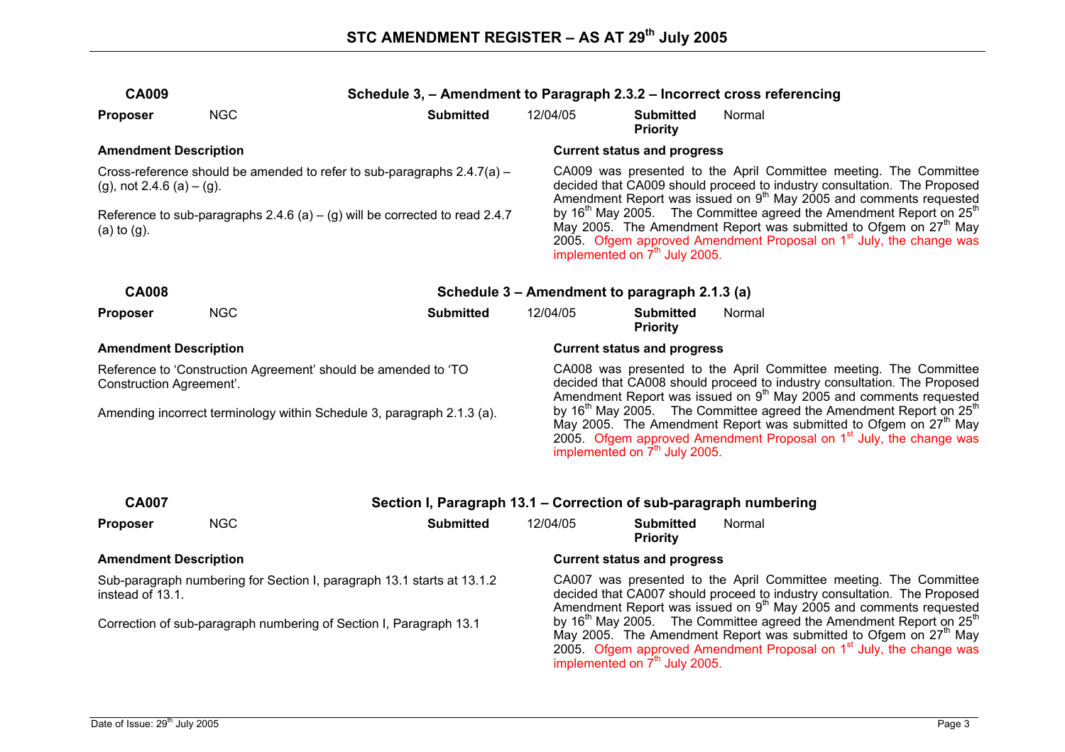# STC AMENDMENT REGISTER – AS AT 29th July 2005

## CA009 — Schedule 3, – Amendment to Paragraph 2.3.2 – Incorrect cross referencing

**Proposer** NGC **Submitted** 12/04/05 **Submitted Priority** Normal

**Amendment Description**

Cross-reference should be amended to refer to sub-paragraphs 2.4.7(a) – (g), not 2.4.6 (a) – (g).

Reference to sub-paragraphs 2.4.6 (a) – (g) will be corrected to read 2.4.7 (a) to (g).

**Current status and progress**

CA009 was presented to the April Committee meeting. The Committee decided that CA009 should proceed to industry consultation. The Proposed Amendment Report was issued on 9th May 2005 and comments requested by 16th May 2005. The Committee agreed the Amendment Report on 25th May 2005. The Amendment Report was submitted to Ofgem on 27th May 2005. Ofgem approved Amendment Proposal on 1st July, the change was implemented on 7th July 2005.

## CA008 — Schedule 3 – Amendment to paragraph 2.1.3 (a)

**Proposer** NGC **Submitted** 12/04/05 **Submitted Priority** Normal

**Amendment Description**

Reference to 'Construction Agreement' should be amended to 'TO Construction Agreement'.

Amending incorrect terminology within Schedule 3, paragraph 2.1.3 (a).

**Current status and progress**

CA008 was presented to the April Committee meeting. The Committee decided that CA008 should proceed to industry consultation. The Proposed Amendment Report was issued on 9th May 2005 and comments requested by 16th May 2005. The Committee agreed the Amendment Report on 25th May 2005. The Amendment Report was submitted to Ofgem on 27th May 2005. Ofgem approved Amendment Proposal on 1st July, the change was implemented on 7th July 2005.

## CA007 — Section I, Paragraph 13.1 – Correction of sub-paragraph numbering

**Proposer** NGC **Submitted** 12/04/05 **Submitted Priority** Normal

**Amendment Description**

Sub-paragraph numbering for Section I, paragraph 13.1 starts at 13.1.2 instead of 13.1.

Correction of sub-paragraph numbering of Section I, Paragraph 13.1

**Current status and progress**

CA007 was presented to the April Committee meeting. The Committee decided that CA007 should proceed to industry consultation. The Proposed Amendment Report was issued on 9th May 2005 and comments requested by 16th May 2005. The Committee agreed the Amendment Report on 25th May 2005. The Amendment Report was submitted to Ofgem on 27th May 2005. Ofgem approved Amendment Proposal on 1st July, the change was implemented on 7th July 2005.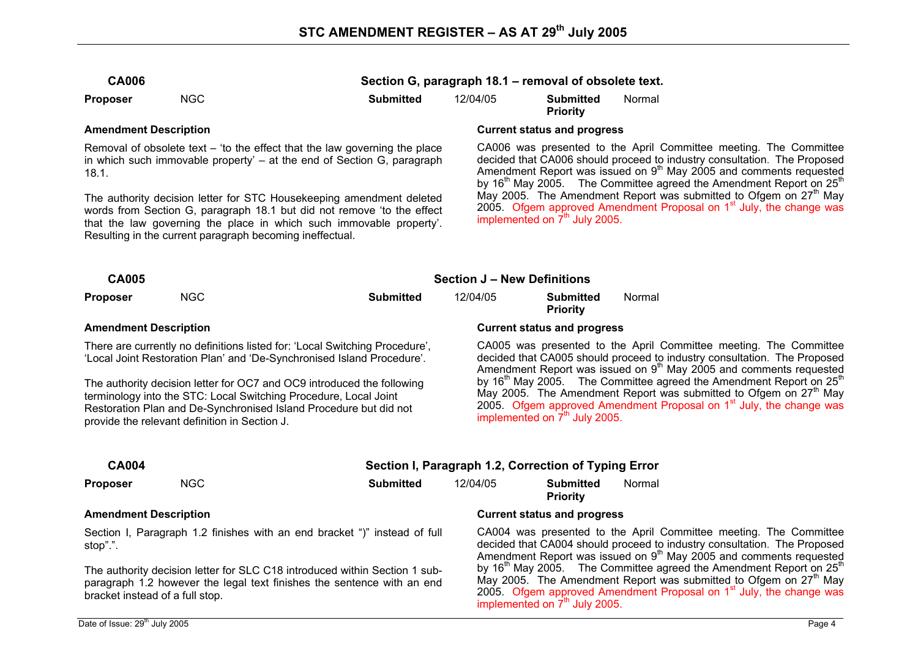# STC AMENDMENT REGISTER – AS AT 29th July 2005

## CA006 — Section G, paragraph 18.1 – removal of obsolete text.

| **Proposer** | NGC | **Submitted** | 12/04/05 | **Submitted Priority** | Normal |
|---|---|---|---|---|---|

**Amendment Description**

Removal of obsolete text – 'to the effect that the law governing the place in which such immovable property' – at the end of Section G, paragraph 18.1.

The authority decision letter for STC Housekeeping amendment deleted words from Section G, paragraph 18.1 but did not remove 'to the effect that the law governing the place in which such immovable property'. Resulting in the current paragraph becoming ineffectual.

**Current status and progress**

CA006 was presented to the April Committee meeting. The Committee decided that CA006 should proceed to industry consultation. The Proposed Amendment Report was issued on 9th May 2005 and comments requested by 16th May 2005. The Committee agreed the Amendment Report on 25th May 2005. The Amendment Report was submitted to Ofgem on 27th May 2005. Ofgem approved Amendment Proposal on 1st July, the change was implemented on 7th July 2005.

## CA005 — Section J – New Definitions

| **Proposer** | NGC | **Submitted** | 12/04/05 | **Submitted Priority** | Normal |
|---|---|---|---|---|---|

**Amendment Description**

There are currently no definitions listed for: 'Local Switching Procedure', 'Local Joint Restoration Plan' and 'De-Synchronised Island Procedure'.

The authority decision letter for OC7 and OC9 introduced the following terminology into the STC: Local Switching Procedure, Local Joint Restoration Plan and De-Synchronised Island Procedure but did not provide the relevant definition in Section J.

**Current status and progress**

CA005 was presented to the April Committee meeting. The Committee decided that CA005 should proceed to industry consultation. The Proposed Amendment Report was issued on 9th May 2005 and comments requested by 16th May 2005. The Committee agreed the Amendment Report on 25th May 2005. The Amendment Report was submitted to Ofgem on 27th May 2005. Ofgem approved Amendment Proposal on 1st July, the change was implemented on 7th July 2005.

## CA004 — Section I, Paragraph 1.2, Correction of Typing Error

| **Proposer** | NGC | **Submitted** | 12/04/05 | **Submitted Priority** | Normal |
|---|---|---|---|---|---|

**Amendment Description**

Section I, Paragraph 1.2 finishes with an end bracket ")" instead of full stop".".

The authority decision letter for SLC C18 introduced within Section 1 sub-paragraph 1.2 however the legal text finishes the sentence with an end bracket instead of a full stop.

**Current status and progress**

CA004 was presented to the April Committee meeting. The Committee decided that CA004 should proceed to industry consultation. The Proposed Amendment Report was issued on 9th May 2005 and comments requested by 16th May 2005. The Committee agreed the Amendment Report on 25th May 2005. The Amendment Report was submitted to Ofgem on 27th May 2005. Ofgem approved Amendment Proposal on 1st July, the change was implemented on 7th July 2005.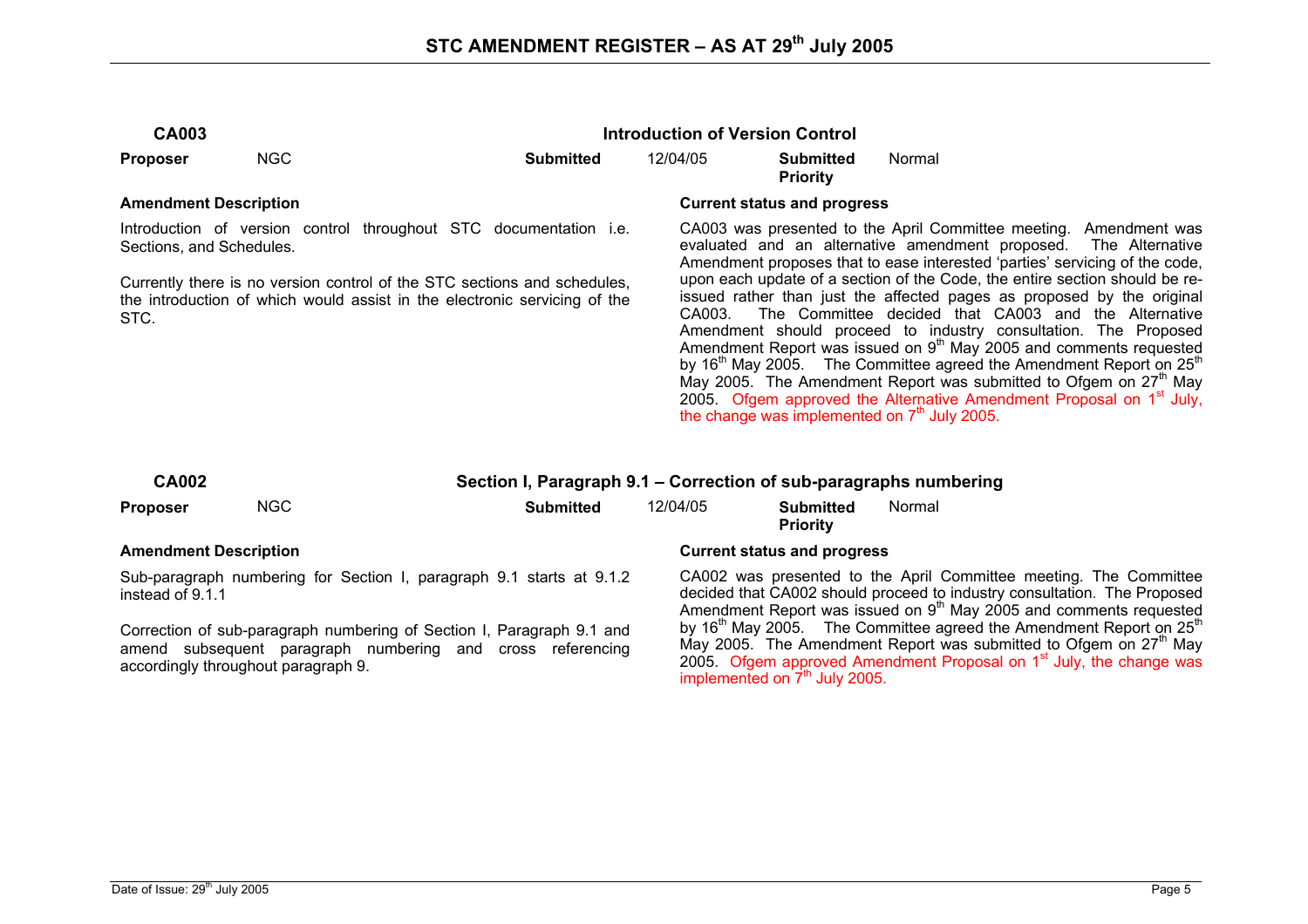# STC AMENDMENT REGISTER – AS AT 29th July 2005

## CA003 — Introduction of Version Control

**Proposer** NGC | **Submitted** 12/04/05 | **Submitted Priority** Normal

**Amendment Description**

Introduction of version control throughout STC documentation i.e. Sections, and Schedules.

Currently there is no version control of the STC sections and schedules, the introduction of which would assist in the electronic servicing of the STC.

**Current status and progress**

CA003 was presented to the April Committee meeting. Amendment was evaluated and an alternative amendment proposed. The Alternative Amendment proposes that to ease interested 'parties' servicing of the code, upon each update of a section of the Code, the entire section should be re-issued rather than just the affected pages as proposed by the original CA003. The Committee decided that CA003 and the Alternative Amendment should proceed to industry consultation. The Proposed Amendment Report was issued on 9th May 2005 and comments requested by 16th May 2005. The Committee agreed the Amendment Report on 25th May 2005. The Amendment Report was submitted to Ofgem on 27th May 2005. Ofgem approved the Alternative Amendment Proposal on 1st July, the change was implemented on 7th July 2005.

## CA002 — Section I, Paragraph 9.1 – Correction of sub-paragraphs numbering

**Proposer** NGC | **Submitted** 12/04/05 | **Submitted Priority** Normal

**Amendment Description**

Sub-paragraph numbering for Section I, paragraph 9.1 starts at 9.1.2 instead of 9.1.1

Correction of sub-paragraph numbering of Section I, Paragraph 9.1 and amend subsequent paragraph numbering and cross referencing accordingly throughout paragraph 9.

**Current status and progress**

CA002 was presented to the April Committee meeting. The Committee decided that CA002 should proceed to industry consultation. The Proposed Amendment Report was issued on 9th May 2005 and comments requested by 16th May 2005. The Committee agreed the Amendment Report on 25th May 2005. The Amendment Report was submitted to Ofgem on 27th May 2005. Ofgem approved Amendment Proposal on 1st July, the change was implemented on 7th July 2005.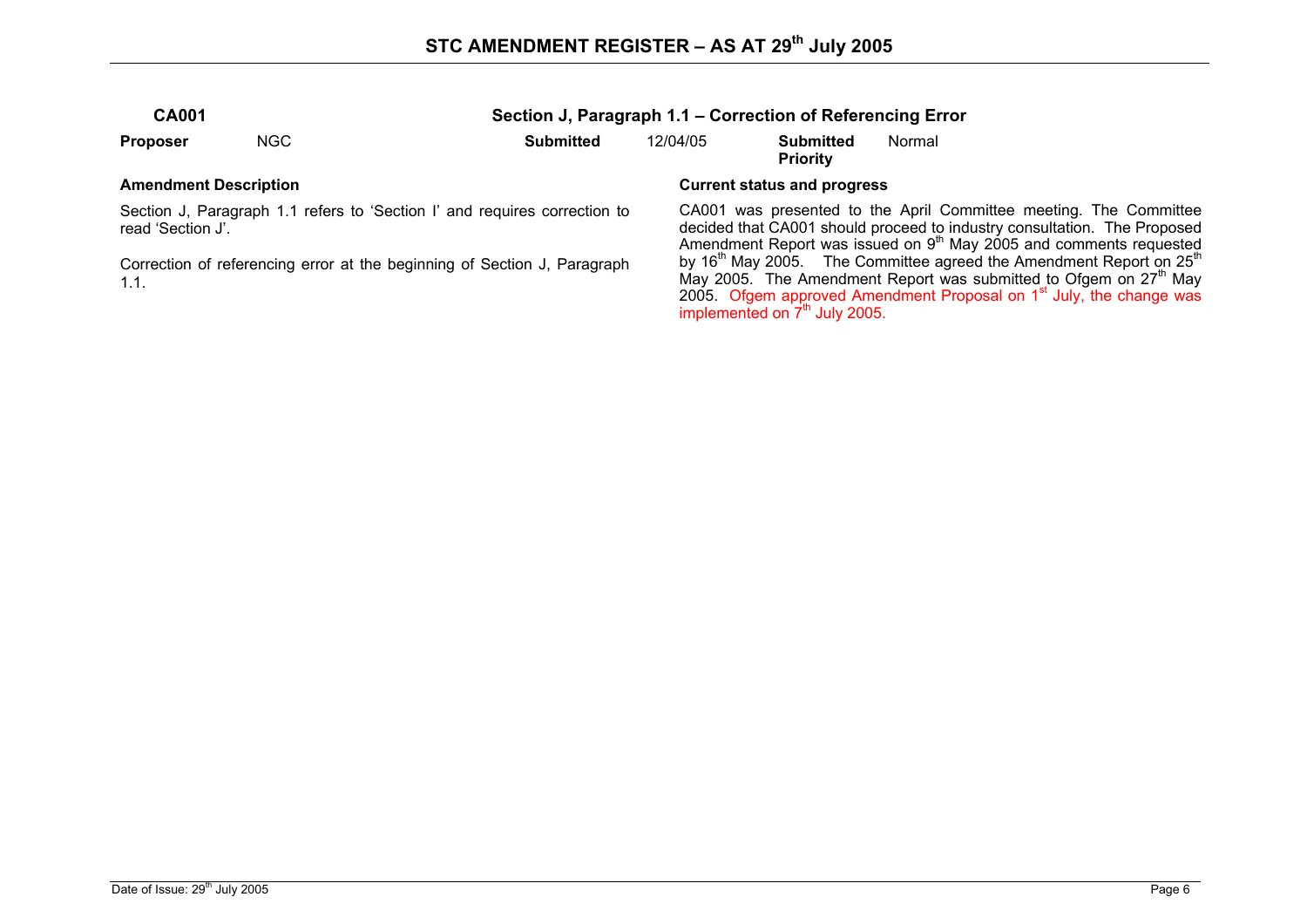## CA001 — Section J, Paragraph 1.1 – Correction of Referencing Error

| **Proposer** | NGC | **Submitted** | 12/04/05 | **Submitted Priority** | Normal |
|---|---|---|---|---|---|

**Amendment Description**

Section J, Paragraph 1.1 refers to 'Section I' and requires correction to read 'Section J'.

Correction of referencing error at the beginning of Section J, Paragraph 1.1.

**Current status and progress**

CA001 was presented to the April Committee meeting. The Committee decided that CA001 should proceed to industry consultation. The Proposed Amendment Report was issued on 9th May 2005 and comments requested by 16th May 2005. The Committee agreed the Amendment Report on 25th May 2005. The Amendment Report was submitted to Ofgem on 27th May 2005. Ofgem approved Amendment Proposal on 1st July, the change was implemented on 7th July 2005.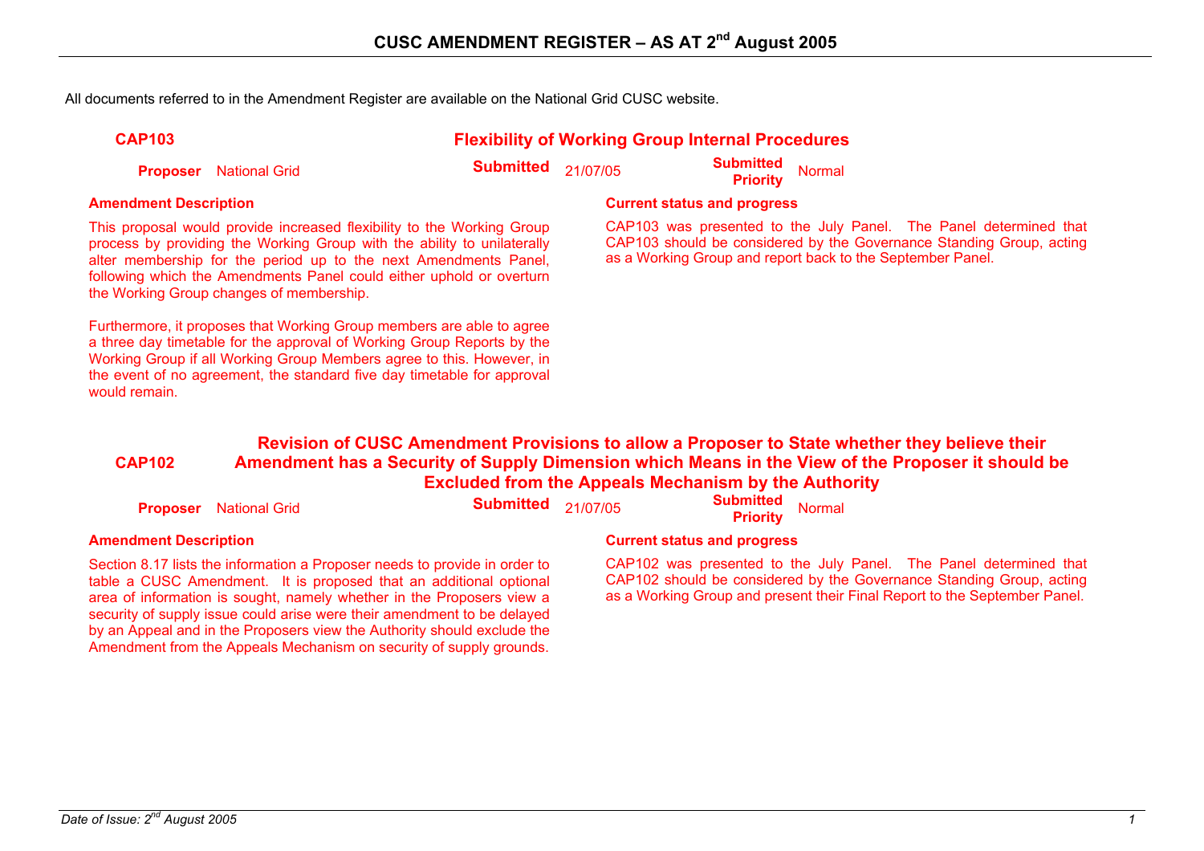# CUSC AMENDMENT REGISTER – AS AT 2nd August 2005

All documents referred to in the Amendment Register are available on the National Grid CUSC website.

## CAP103 — Flexibility of Working Group Internal Procedures

**Proposer** National Grid **Submitted** 21/07/05 **Submitted Priority** Normal

**Amendment Description**

This proposal would provide increased flexibility to the Working Group process by providing the Working Group with the ability to unilaterally alter membership for the period up to the next Amendments Panel, following which the Amendments Panel could either uphold or overturn the Working Group changes of membership.

Furthermore, it proposes that Working Group members are able to agree a three day timetable for the approval of Working Group Reports by the Working Group if all Working Group Members agree to this. However, in the event of no agreement, the standard five day timetable for approval would remain.

**Current status and progress**

CAP103 was presented to the July Panel. The Panel determined that CAP103 should be considered by the Governance Standing Group, acting as a Working Group and report back to the September Panel.

## CAP102 — Revision of CUSC Amendment Provisions to allow a Proposer to State whether they believe their Amendment has a Security of Supply Dimension which Means in the View of the Proposer it should be Excluded from the Appeals Mechanism by the Authority

**Proposer** National Grid **Submitted** 21/07/05 **Submitted Priority** Normal

**Amendment Description**

Section 8.17 lists the information a Proposer needs to provide in order to table a CUSC Amendment. It is proposed that an additional optional area of information is sought, namely whether in the Proposers view a security of supply issue could arise were their amendment to be delayed by an Appeal and in the Proposers view the Authority should exclude the Amendment from the Appeals Mechanism on security of supply grounds.

**Current status and progress**

CAP102 was presented to the July Panel. The Panel determined that CAP102 should be considered by the Governance Standing Group, acting as a Working Group and present their Final Report to the September Panel.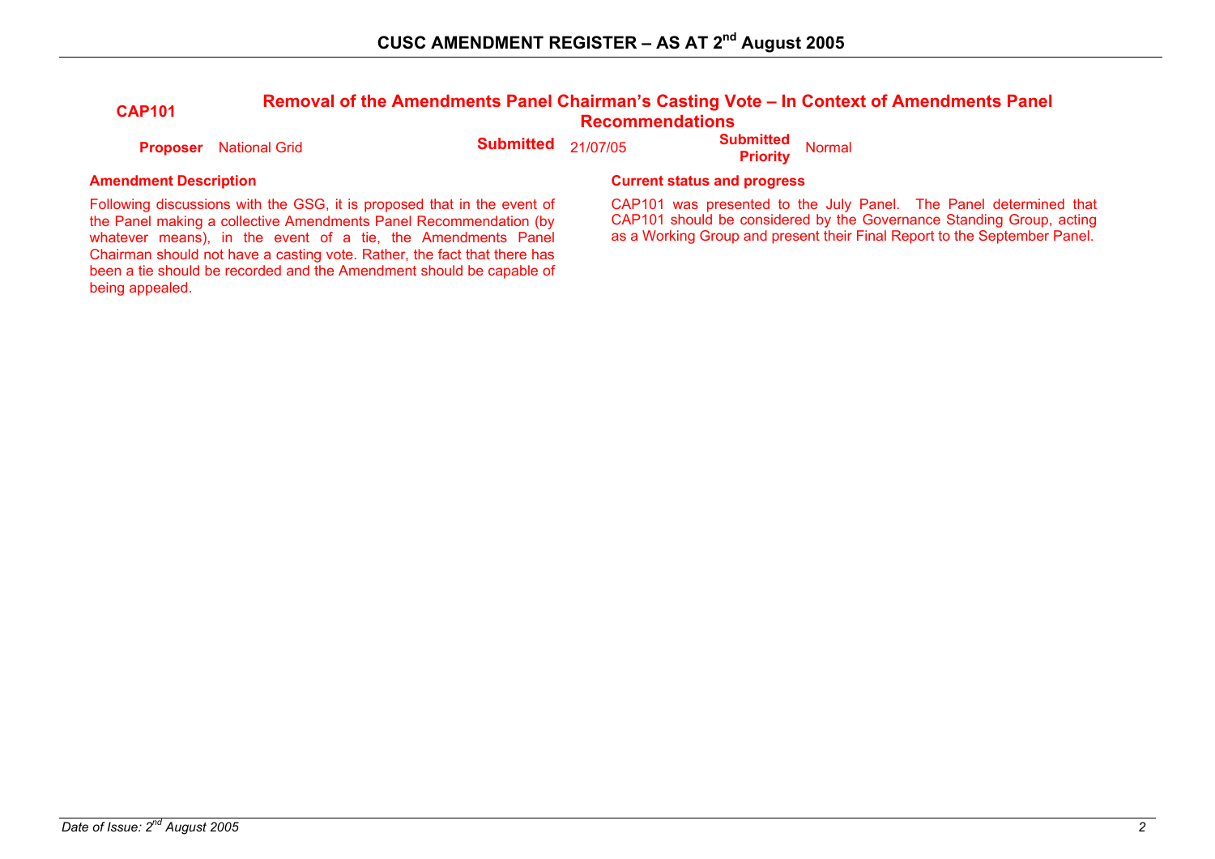## CAP101 — Removal of the Amendments Panel Chairman's Casting Vote – In Context of Amendments Panel Recommendations

**Proposer** National Grid | **Submitted** 21/07/05 | **Submitted Priority** Normal

### Amendment Description

Following discussions with the GSG, it is proposed that in the event of the Panel making a collective Amendments Panel Recommendation (by whatever means), in the event of a tie, the Amendments Panel Chairman should not have a casting vote. Rather, the fact that there has been a tie should be recorded and the Amendment should be capable of being appealed.

### Current status and progress

CAP101 was presented to the July Panel. The Panel determined that CAP101 should be considered by the Governance Standing Group, acting as a Working Group and present their Final Report to the September Panel.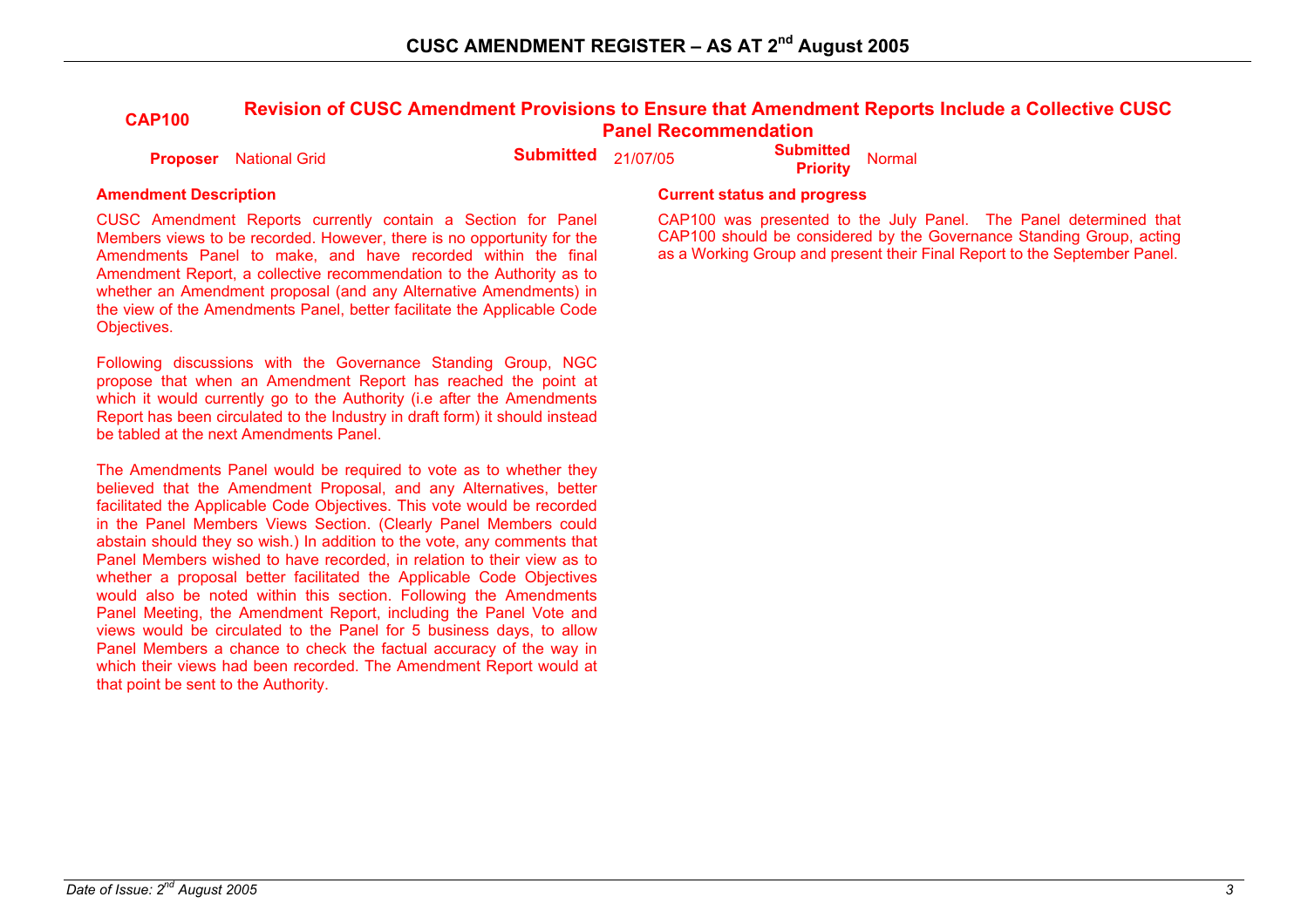## CAP100 Revision of CUSC Amendment Provisions to Ensure that Amendment Reports Include a Collective CUSC Panel Recommendation

**Proposer** National Grid **Submitted** 21/07/05 **Submitted Priority** Normal

### Amendment Description

CUSC Amendment Reports currently contain a Section for Panel Members views to be recorded. However, there is no opportunity for the Amendments Panel to make, and have recorded within the final Amendment Report, a collective recommendation to the Authority as to whether an Amendment proposal (and any Alternative Amendments) in the view of the Amendments Panel, better facilitate the Applicable Code Objectives.

Following discussions with the Governance Standing Group, NGC propose that when an Amendment Report has reached the point at which it would currently go to the Authority (i.e after the Amendments Report has been circulated to the Industry in draft form) it should instead be tabled at the next Amendments Panel.

The Amendments Panel would be required to vote as to whether they believed that the Amendment Proposal, and any Alternatives, better facilitated the Applicable Code Objectives. This vote would be recorded in the Panel Members Views Section. (Clearly Panel Members could abstain should they so wish.) In addition to the vote, any comments that Panel Members wished to have recorded, in relation to their view as to whether a proposal better facilitated the Applicable Code Objectives would also be noted within this section. Following the Amendments Panel Meeting, the Amendment Report, including the Panel Vote and views would be circulated to the Panel for 5 business days, to allow Panel Members a chance to check the factual accuracy of the way in which their views had been recorded. The Amendment Report would at that point be sent to the Authority.

### Current status and progress

CAP100 was presented to the July Panel. The Panel determined that CAP100 should be considered by the Governance Standing Group, acting as a Working Group and present their Final Report to the September Panel.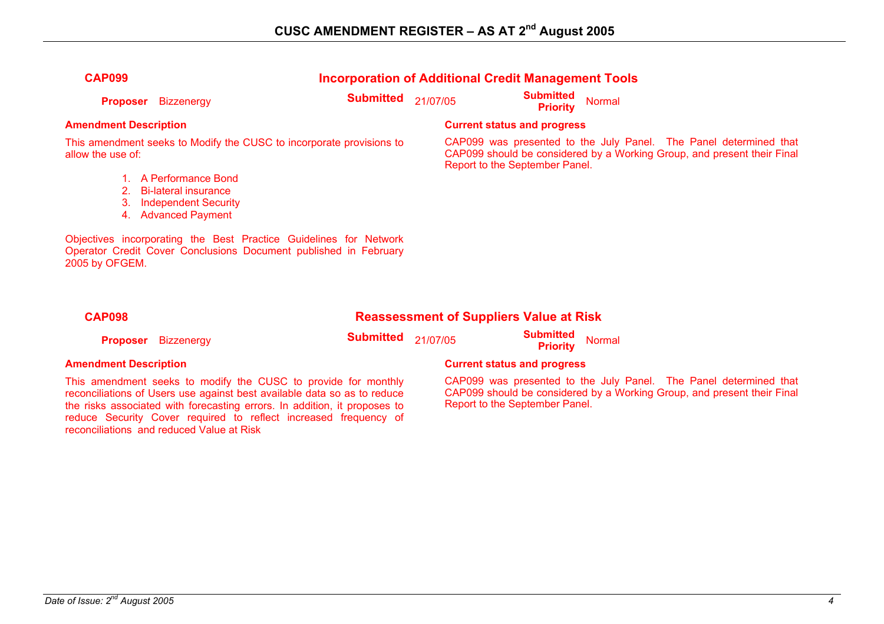## CAP099 — Incorporation of Additional Credit Management Tools

**Proposer** Bizzenergy **Submitted** 21/07/05 **Submitted Priority** Normal

**Amendment Description**

This amendment seeks to Modify the CUSC to incorporate provisions to allow the use of:

1. A Performance Bond
2. Bi-lateral insurance
3. Independent Security
4. Advanced Payment

Objectives incorporating the Best Practice Guidelines for Network Operator Credit Cover Conclusions Document published in February 2005 by OFGEM.

**Current status and progress**

CAP099 was presented to the July Panel. The Panel determined that CAP099 should be considered by a Working Group, and present their Final Report to the September Panel.

## CAP098 — Reassessment of Suppliers Value at Risk

**Proposer** Bizzenergy **Submitted** 21/07/05 **Submitted Priority** Normal

**Amendment Description**

This amendment seeks to modify the CUSC to provide for monthly reconciliations of Users use against best available data so as to reduce the risks associated with forecasting errors. In addition, it proposes to reduce Security Cover required to reflect increased frequency of reconciliations and reduced Value at Risk

**Current status and progress**

CAP099 was presented to the July Panel. The Panel determined that CAP099 should be considered by a Working Group, and present their Final Report to the September Panel.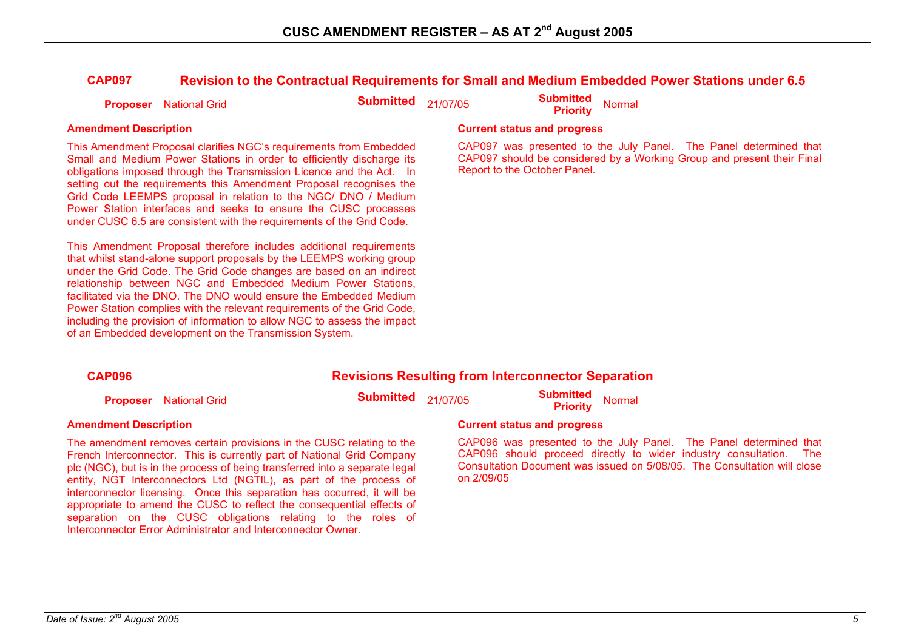## CAP097 Revision to the Contractual Requirements for Small and Medium Embedded Power Stations under 6.5

**Proposer** National Grid **Submitted** 21/07/05 **Submitted Priority** Normal

**Amendment Description**

This Amendment Proposal clarifies NGC's requirements from Embedded Small and Medium Power Stations in order to efficiently discharge its obligations imposed through the Transmission Licence and the Act. In setting out the requirements this Amendment Proposal recognises the Grid Code LEEMPS proposal in relation to the NGC/ DNO / Medium Power Station interfaces and seeks to ensure the CUSC processes under CUSC 6.5 are consistent with the requirements of the Grid Code.

This Amendment Proposal therefore includes additional requirements that whilst stand-alone support proposals by the LEEMPS working group under the Grid Code. The Grid Code changes are based on an indirect relationship between NGC and Embedded Medium Power Stations, facilitated via the DNO. The DNO would ensure the Embedded Medium Power Station complies with the relevant requirements of the Grid Code, including the provision of information to allow NGC to assess the impact of an Embedded development on the Transmission System.

**Current status and progress**

CAP097 was presented to the July Panel. The Panel determined that CAP097 should be considered by a Working Group and present their Final Report to the October Panel.

## CAP096 Revisions Resulting from Interconnector Separation

**Proposer** National Grid **Submitted** 21/07/05 **Submitted Priority** Normal

**Amendment Description**

The amendment removes certain provisions in the CUSC relating to the French Interconnector. This is currently part of National Grid Company plc (NGC), but is in the process of being transferred into a separate legal entity, NGT Interconnectors Ltd (NGTIL), as part of the process of interconnector licensing. Once this separation has occurred, it will be appropriate to amend the CUSC to reflect the consequential effects of separation on the CUSC obligations relating to the roles of Interconnector Error Administrator and Interconnector Owner.

**Current status and progress**

CAP096 was presented to the July Panel. The Panel determined that CAP096 should proceed directly to wider industry consultation. The Consultation Document was issued on 5/08/05. The Consultation will close on 2/09/05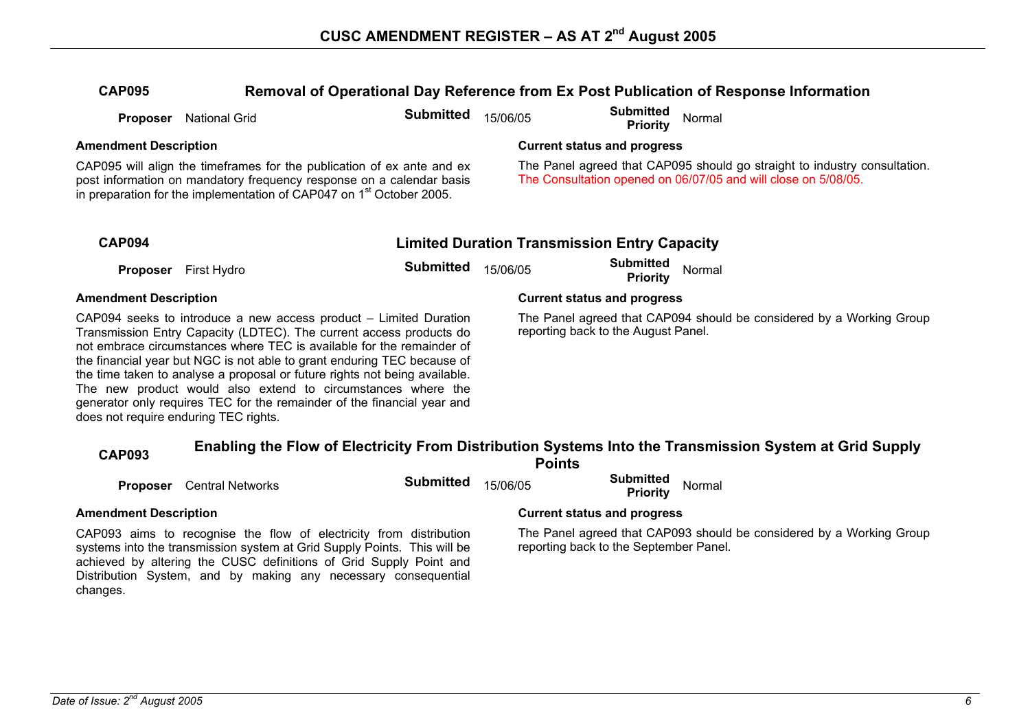## CAP095 Removal of Operational Day Reference from Ex Post Publication of Response Information

**Proposer** National Grid **Submitted** 15/06/05 **Submitted Priority** Normal

**Amendment Description**

CAP095 will align the timeframes for the publication of ex ante and ex post information on mandatory frequency response on a calendar basis in preparation for the implementation of CAP047 on 1st October 2005.

**Current status and progress**

The Panel agreed that CAP095 should go straight to industry consultation. The Consultation opened on 06/07/05 and will close on 5/08/05.

## CAP094 Limited Duration Transmission Entry Capacity

**Proposer** First Hydro **Submitted** 15/06/05 **Submitted Priority** Normal

**Amendment Description**

CAP094 seeks to introduce a new access product – Limited Duration Transmission Entry Capacity (LDTEC). The current access products do not embrace circumstances where TEC is available for the remainder of the financial year but NGC is not able to grant enduring TEC because of the time taken to analyse a proposal or future rights not being available. The new product would also extend to circumstances where the generator only requires TEC for the remainder of the financial year and does not require enduring TEC rights.

**Current status and progress**

The Panel agreed that CAP094 should be considered by a Working Group reporting back to the August Panel.

## CAP093 Enabling the Flow of Electricity From Distribution Systems Into the Transmission System at Grid Supply Points

**Proposer** Central Networks **Submitted** 15/06/05 **Submitted Priority** Normal

**Amendment Description**

CAP093 aims to recognise the flow of electricity from distribution systems into the transmission system at Grid Supply Points. This will be achieved by altering the CUSC definitions of Grid Supply Point and Distribution System, and by making any necessary consequential changes.

**Current status and progress**

The Panel agreed that CAP093 should be considered by a Working Group reporting back to the September Panel.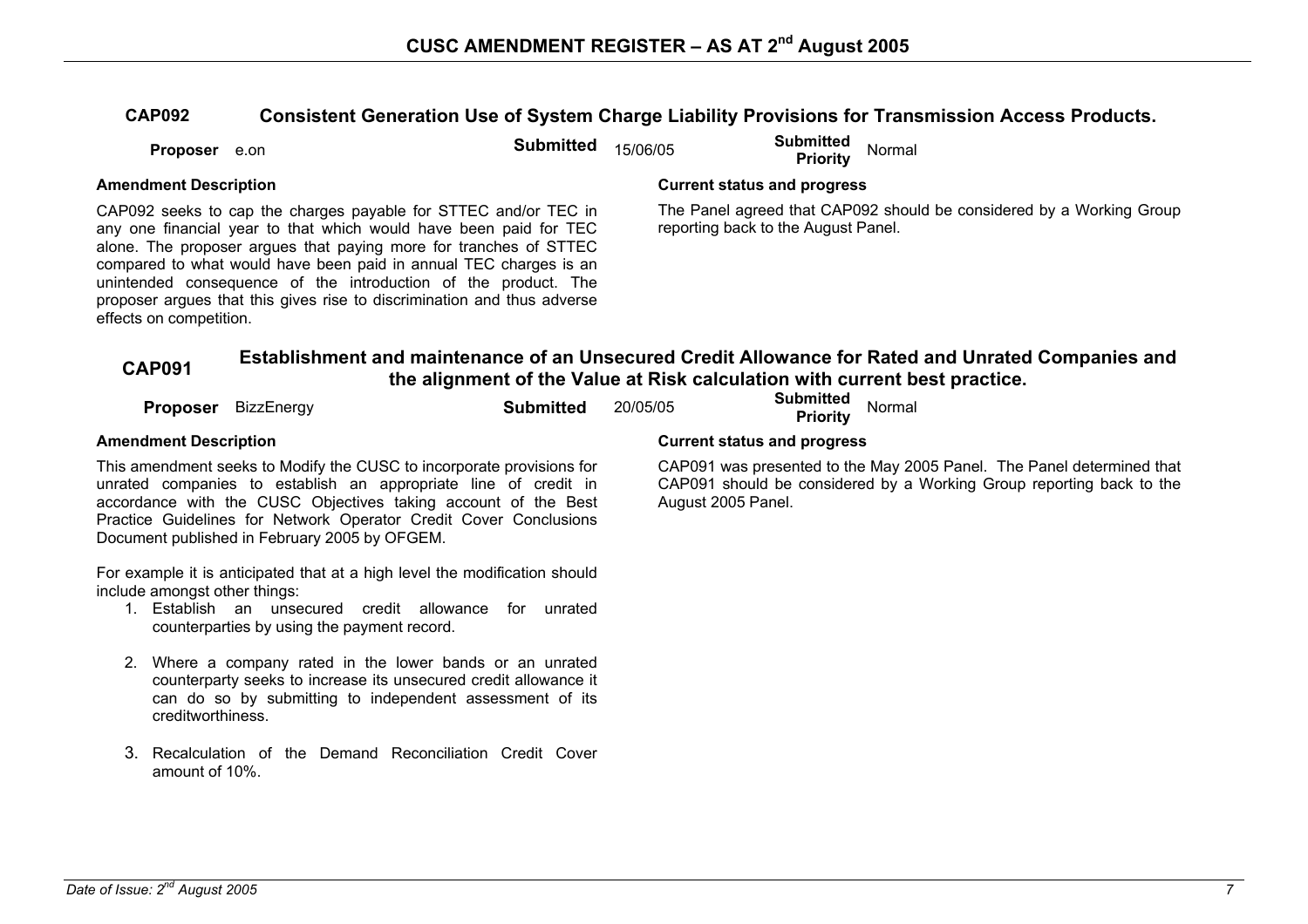## CAP092 Consistent Generation Use of System Charge Liability Provisions for Transmission Access Products.

**Proposer** e.on **Submitted** 15/06/05 **Submitted Priority** Normal

**Amendment Description**

CAP092 seeks to cap the charges payable for STTEC and/or TEC in any one financial year to that which would have been paid for TEC alone. The proposer argues that paying more for tranches of STTEC compared to what would have been paid in annual TEC charges is an unintended consequence of the introduction of the product. The proposer argues that this gives rise to discrimination and thus adverse effects on competition.

**Current status and progress**

The Panel agreed that CAP092 should be considered by a Working Group reporting back to the August Panel.

## CAP091 Establishment and maintenance of an Unsecured Credit Allowance for Rated and Unrated Companies and the alignment of the Value at Risk calculation with current best practice.

**Proposer** BizzEnergy **Submitted** 20/05/05 **Submitted Priority** Normal

**Amendment Description**

This amendment seeks to Modify the CUSC to incorporate provisions for unrated companies to establish an appropriate line of credit in accordance with the CUSC Objectives taking account of the Best Practice Guidelines for Network Operator Credit Cover Conclusions Document published in February 2005 by OFGEM.

For example it is anticipated that at a high level the modification should include amongst other things:

1. Establish an unsecured credit allowance for unrated counterparties by using the payment record.

2. Where a company rated in the lower bands or an unrated counterparty seeks to increase its unsecured credit allowance it can do so by submitting to independent assessment of its creditworthiness.

3. Recalculation of the Demand Reconciliation Credit Cover amount of 10%.

**Current status and progress**

CAP091 was presented to the May 2005 Panel. The Panel determined that CAP091 should be considered by a Working Group reporting back to the August 2005 Panel.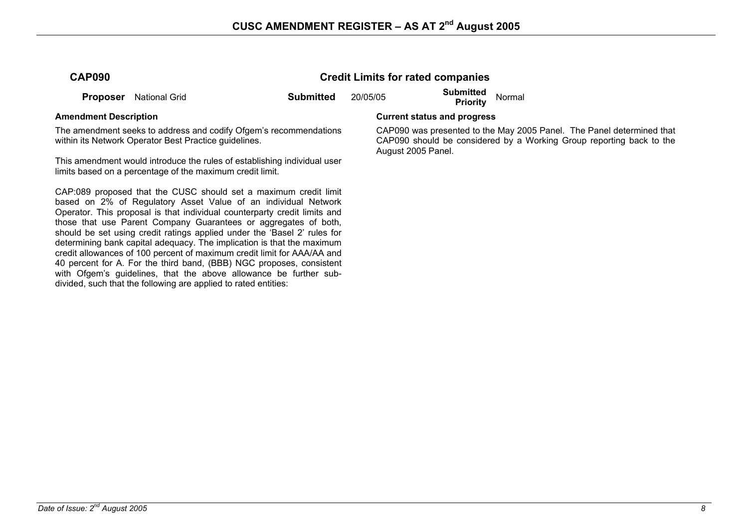## CAP090 — Credit Limits for rated companies

**Proposer** National Grid | **Submitted** 20/05/05 | **Submitted Priority** Normal

### Amendment Description

The amendment seeks to address and codify Ofgem's recommendations within its Network Operator Best Practice guidelines.

This amendment would introduce the rules of establishing individual user limits based on a percentage of the maximum credit limit.

CAP:089 proposed that the CUSC should set a maximum credit limit based on 2% of Regulatory Asset Value of an individual Network Operator. This proposal is that individual counterparty credit limits and those that use Parent Company Guarantees or aggregates of both, should be set using credit ratings applied under the 'Basel 2' rules for determining bank capital adequacy. The implication is that the maximum credit allowances of 100 percent of maximum credit limit for AAA/AA and 40 percent for A. For the third band, (BBB) NGC proposes, consistent with Ofgem's guidelines, that the above allowance be further sub-divided, such that the following are applied to rated entities:

### Current status and progress

CAP090 was presented to the May 2005 Panel. The Panel determined that CAP090 should be considered by a Working Group reporting back to the August 2005 Panel.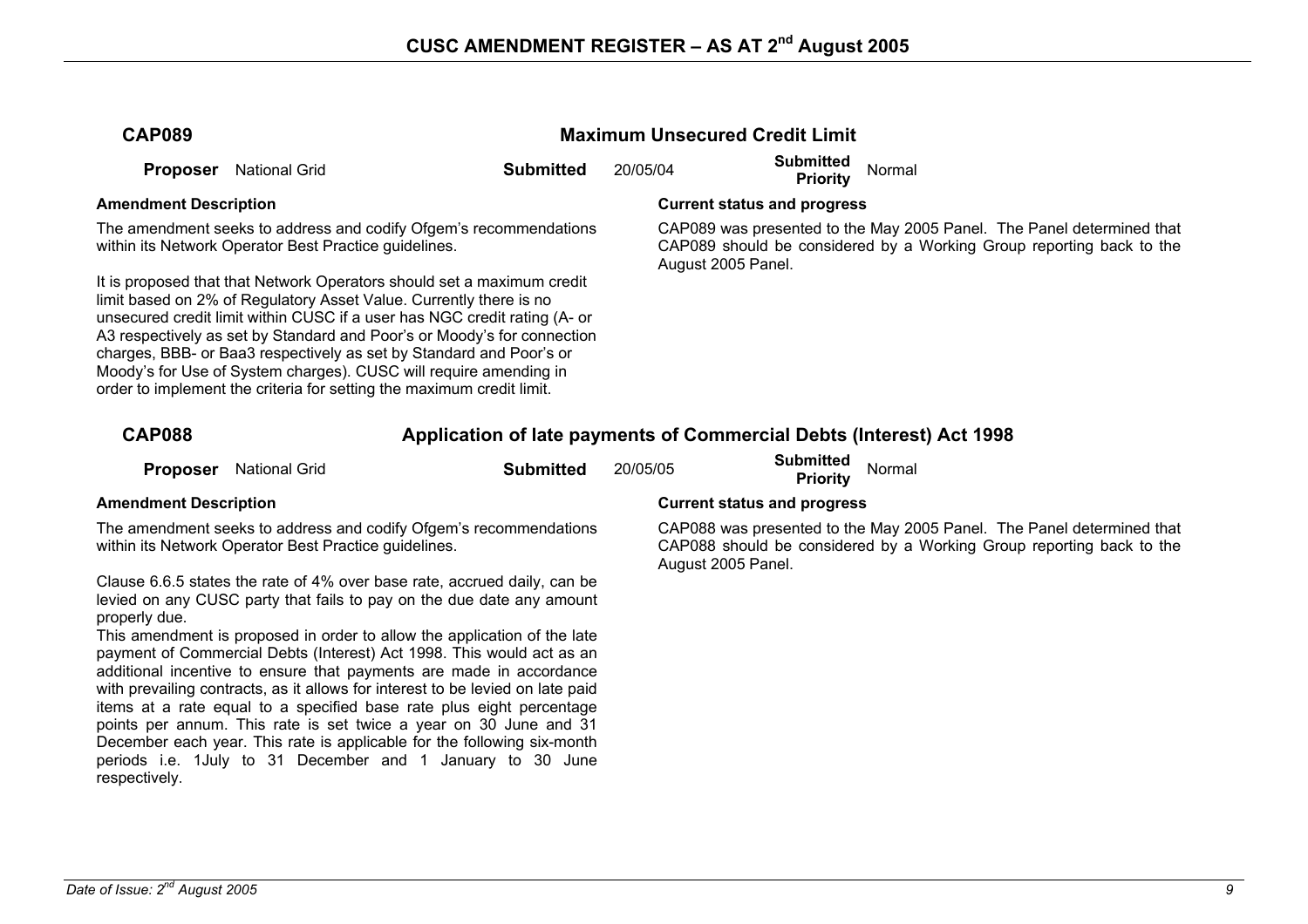## CAP089 — Maximum Unsecured Credit Limit

**Proposer** National Grid | **Submitted** 20/05/04 | **Submitted Priority** Normal

### Amendment Description

The amendment seeks to address and codify Ofgem's recommendations within its Network Operator Best Practice guidelines.

It is proposed that that Network Operators should set a maximum credit limit based on 2% of Regulatory Asset Value. Currently there is no unsecured credit limit within CUSC if a user has NGC credit rating (A- or A3 respectively as set by Standard and Poor's or Moody's for connection charges, BBB- or Baa3 respectively as set by Standard and Poor's or Moody's for Use of System charges). CUSC will require amending in order to implement the criteria for setting the maximum credit limit.

### Current status and progress

CAP089 was presented to the May 2005 Panel. The Panel determined that CAP089 should be considered by a Working Group reporting back to the August 2005 Panel.

## CAP088 — Application of late payments of Commercial Debts (Interest) Act 1998

**Proposer** National Grid | **Submitted** 20/05/05 | **Submitted Priority** Normal

### Amendment Description

The amendment seeks to address and codify Ofgem's recommendations within its Network Operator Best Practice guidelines.

Clause 6.6.5 states the rate of 4% over base rate, accrued daily, can be levied on any CUSC party that fails to pay on the due date any amount properly due.

This amendment is proposed in order to allow the application of the late payment of Commercial Debts (Interest) Act 1998. This would act as an additional incentive to ensure that payments are made in accordance with prevailing contracts, as it allows for interest to be levied on late paid items at a rate equal to a specified base rate plus eight percentage points per annum. This rate is set twice a year on 30 June and 31 December each year. This rate is applicable for the following six-month periods i.e. 1July to 31 December and 1 January to 30 June respectively.

### Current status and progress

CAP088 was presented to the May 2005 Panel. The Panel determined that CAP088 should be considered by a Working Group reporting back to the August 2005 Panel.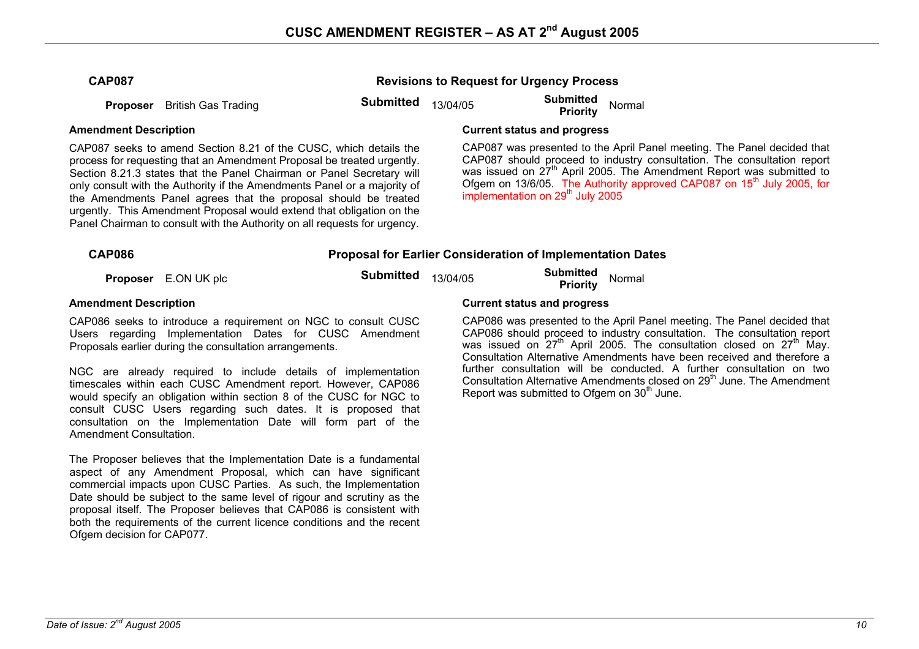## CAP087 — Revisions to Request for Urgency Process

**Proposer** British Gas Trading **Submitted** 13/04/05 **Submitted Priority** Normal

**Amendment Description**

CAP087 seeks to amend Section 8.21 of the CUSC, which details the process for requesting that an Amendment Proposal be treated urgently. Section 8.21.3 states that the Panel Chairman or Panel Secretary will only consult with the Authority if the Amendments Panel or a majority of the Amendments Panel agrees that the proposal should be treated urgently. This Amendment Proposal would extend that obligation on the Panel Chairman to consult with the Authority on all requests for urgency.

**Current status and progress**

CAP087 was presented to the April Panel meeting. The Panel decided that CAP087 should proceed to industry consultation. The consultation report was issued on 27th April 2005. The Amendment Report was submitted to Ofgem on 13/6/05. The Authority approved CAP087 on 15th July 2005, for implementation on 29th July 2005

## CAP086 — Proposal for Earlier Consideration of Implementation Dates

**Proposer** E.ON UK plc **Submitted** 13/04/05 **Submitted Priority** Normal

**Amendment Description**

CAP086 seeks to introduce a requirement on NGC to consult CUSC Users regarding Implementation Dates for CUSC Amendment Proposals earlier during the consultation arrangements.

NGC are already required to include details of implementation timescales within each CUSC Amendment report. However, CAP086 would specify an obligation within section 8 of the CUSC for NGC to consult CUSC Users regarding such dates. It is proposed that consultation on the Implementation Date will form part of the Amendment Consultation.

The Proposer believes that the Implementation Date is a fundamental aspect of any Amendment Proposal, which can have significant commercial impacts upon CUSC Parties. As such, the Implementation Date should be subject to the same level of rigour and scrutiny as the proposal itself. The Proposer believes that CAP086 is consistent with both the requirements of the current licence conditions and the recent Ofgem decision for CAP077.

**Current status and progress**

CAP086 was presented to the April Panel meeting. The Panel decided that CAP086 should proceed to industry consultation. The consultation report was issued on 27th April 2005. The consultation closed on 27th May. Consultation Alternative Amendments have been received and therefore a further consultation will be conducted. A further consultation on two Consultation Alternative Amendments closed on 29th June. The Amendment Report was submitted to Ofgem on 30th June.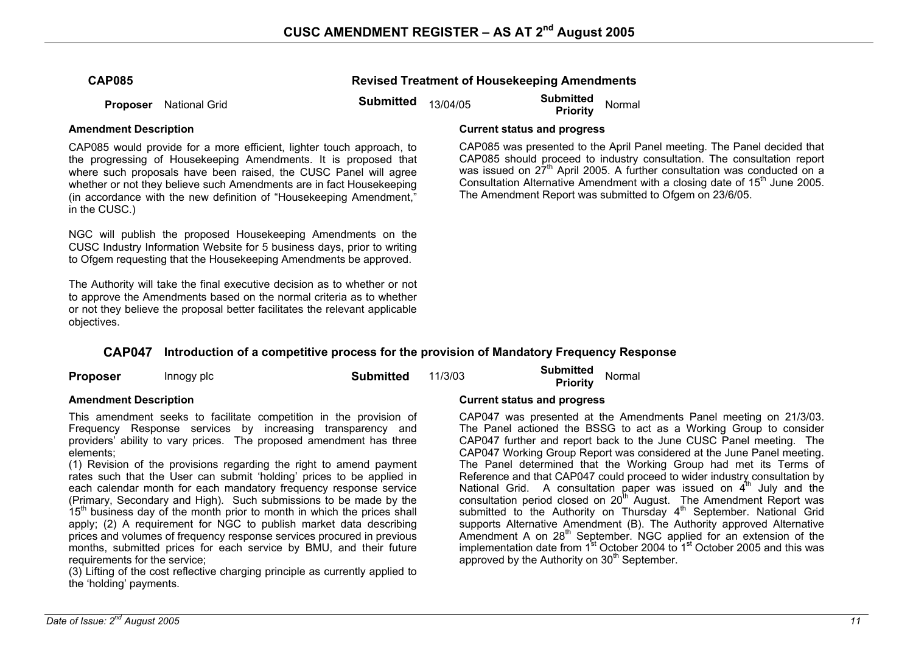## CAP085 — Revised Treatment of Housekeeping Amendments

**Proposer** National Grid | **Submitted** 13/04/05 | **Submitted Priority** Normal

**Amendment Description**

CAP085 would provide for a more efficient, lighter touch approach, to the progressing of Housekeeping Amendments. It is proposed that where such proposals have been raised, the CUSC Panel will agree whether or not they believe such Amendments are in fact Housekeeping (in accordance with the new definition of "Housekeeping Amendment," in the CUSC.)

NGC will publish the proposed Housekeeping Amendments on the CUSC Industry Information Website for 5 business days, prior to writing to Ofgem requesting that the Housekeeping Amendments be approved.

The Authority will take the final executive decision as to whether or not to approve the Amendments based on the normal criteria as to whether or not they believe the proposal better facilitates the relevant applicable objectives.

**Current status and progress**

CAP085 was presented to the April Panel meeting. The Panel decided that CAP085 should proceed to industry consultation. The consultation report was issued on 27th April 2005. A further consultation was conducted on a Consultation Alternative Amendment with a closing date of 15th June 2005. The Amendment Report was submitted to Ofgem on 23/6/05.

## CAP047 — Introduction of a competitive process for the provision of Mandatory Frequency Response

**Proposer** Innogy plc | **Submitted** 11/3/03 | **Submitted Priority** Normal

**Amendment Description**

This amendment seeks to facilitate competition in the provision of Frequency Response services by increasing transparency and providers' ability to vary prices. The proposed amendment has three elements;

(1) Revision of the provisions regarding the right to amend payment rates such that the User can submit 'holding' prices to be applied in each calendar month for each mandatory frequency response service (Primary, Secondary and High). Such submissions to be made by the 15th business day of the month prior to month in which the prices shall apply; (2) A requirement for NGC to publish market data describing prices and volumes of frequency response services procured in previous months, submitted prices for each service by BMU, and their future requirements for the service;

(3) Lifting of the cost reflective charging principle as currently applied to the 'holding' payments.

**Current status and progress**

CAP047 was presented at the Amendments Panel meeting on 21/3/03. The Panel actioned the BSSG to act as a Working Group to consider CAP047 further and report back to the June CUSC Panel meeting. The CAP047 Working Group Report was considered at the June Panel meeting. The Panel determined that the Working Group had met its Terms of Reference and that CAP047 could proceed to wider industry consultation by National Grid. A consultation paper was issued on 4th July and the consultation period closed on 20th August. The Amendment Report was submitted to the Authority on Thursday 4th September. National Grid supports Alternative Amendment (B). The Authority approved Alternative Amendment A on 28th September. NGC applied for an extension of the implementation date from 1st October 2004 to 1st October 2005 and this was approved by the Authority on 30th September.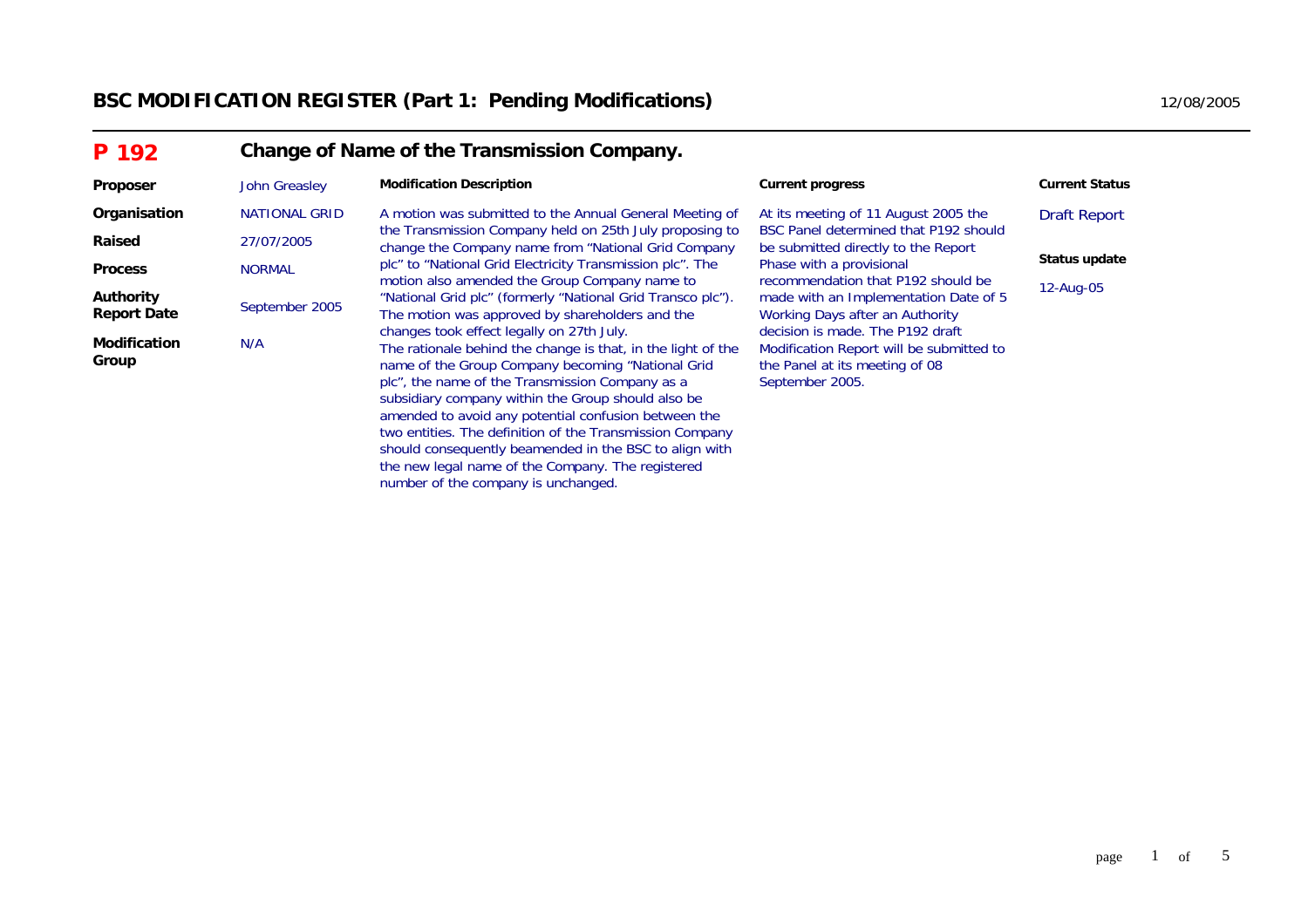# BSC MODIFICATION REGISTER (Part 1: Pending Modifications)

12/08/2005

## P 192 Change of Name of the Transmission Company.

| | | Modification Description | Current progress | Current Status |
|---|---|---|---|---|
| **Proposer** | John Greasley | A motion was submitted to the Annual General Meeting of the Transmission Company held on 25th July proposing to change the Company name from "National Grid Company plc" to "National Grid Electricity Transmission plc". The motion also amended the Group Company name to "National Grid plc" (formerly "National Grid Transco plc"). The motion was approved by shareholders and the changes took effect legally on 27th July. The rationale behind the change is that, in the light of the name of the Group Company becoming "National Grid plc", the name of the Transmission Company as a subsidiary company within the Group should also be amended to avoid any potential confusion between the two entities. The definition of the Transmission Company should consequently beamended in the BSC to align with the new legal name of the Company. The registered number of the company is unchanged. | At its meeting of 11 August 2005 the BSC Panel determined that P192 should be submitted directly to the Report Phase with a provisional recommendation that P192 should be made with an Implementation Date of 5 Working Days after an Authority decision is made. The P192 draft Modification Report will be submitted to the Panel at its meeting of 08 September 2005. | Draft Report |
| **Organisation** | NATIONAL GRID | | | **Status update** |
| **Raised** | 27/07/2005 | | | 12-Aug-05 |
| **Process** | NORMAL | | | |
| **Authority Report Date** | September 2005 | | | |
| **Modification Group** | N/A | | | |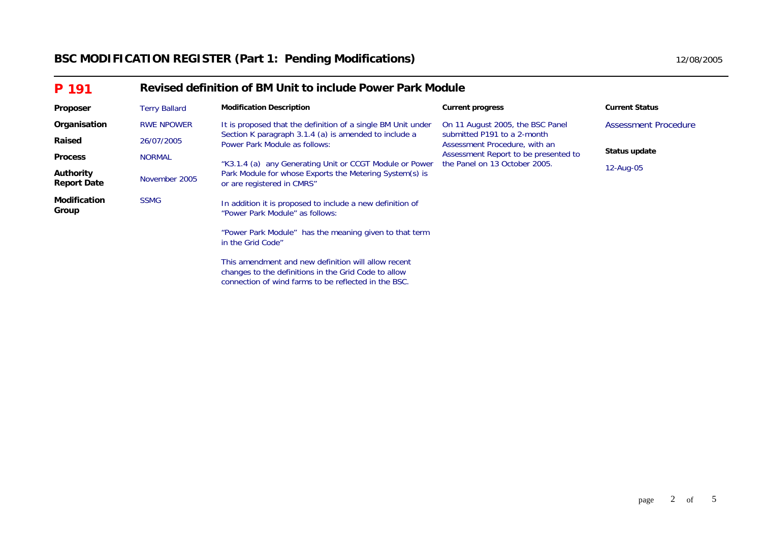## BSC MODIFICATION REGISTER (Part 1: Pending Modifications)

12/08/2005

### P 191 — Revised definition of BM Unit to include Power Park Module

| | | Modification Description | Current progress | Current Status |
|---|---|---|---|---|
| **Proposer** | Terry Ballard | It is proposed that the definition of a single BM Unit under Section K paragraph 3.1.4 (a) is amended to include a Power Park Module as follows: | On 11 August 2005, the BSC Panel submitted P191 to a 2-month Assessment Procedure, with an Assessment Report to be presented to the Panel on 13 October 2005. | Assessment Procedure |
| **Organisation** | RWE NPOWER | "K3.1.4 (a) any Generating Unit or CCGT Module or Power Park Module for whose Exports the Metering System(s) is or are registered in CMRS" | | **Status update** |
| **Raised** | 26/07/2005 | In addition it is proposed to include a new definition of "Power Park Module" as follows: | | 12-Aug-05 |
| **Process** | NORMAL | "Power Park Module" has the meaning given to that term in the Grid Code" | | |
| **Authority Report Date** | November 2005 | This amendment and new definition will allow recent changes to the definitions in the Grid Code to allow connection of wind farms to be reflected in the BSC. | | |
| **Modification Group** | SSMG | | | |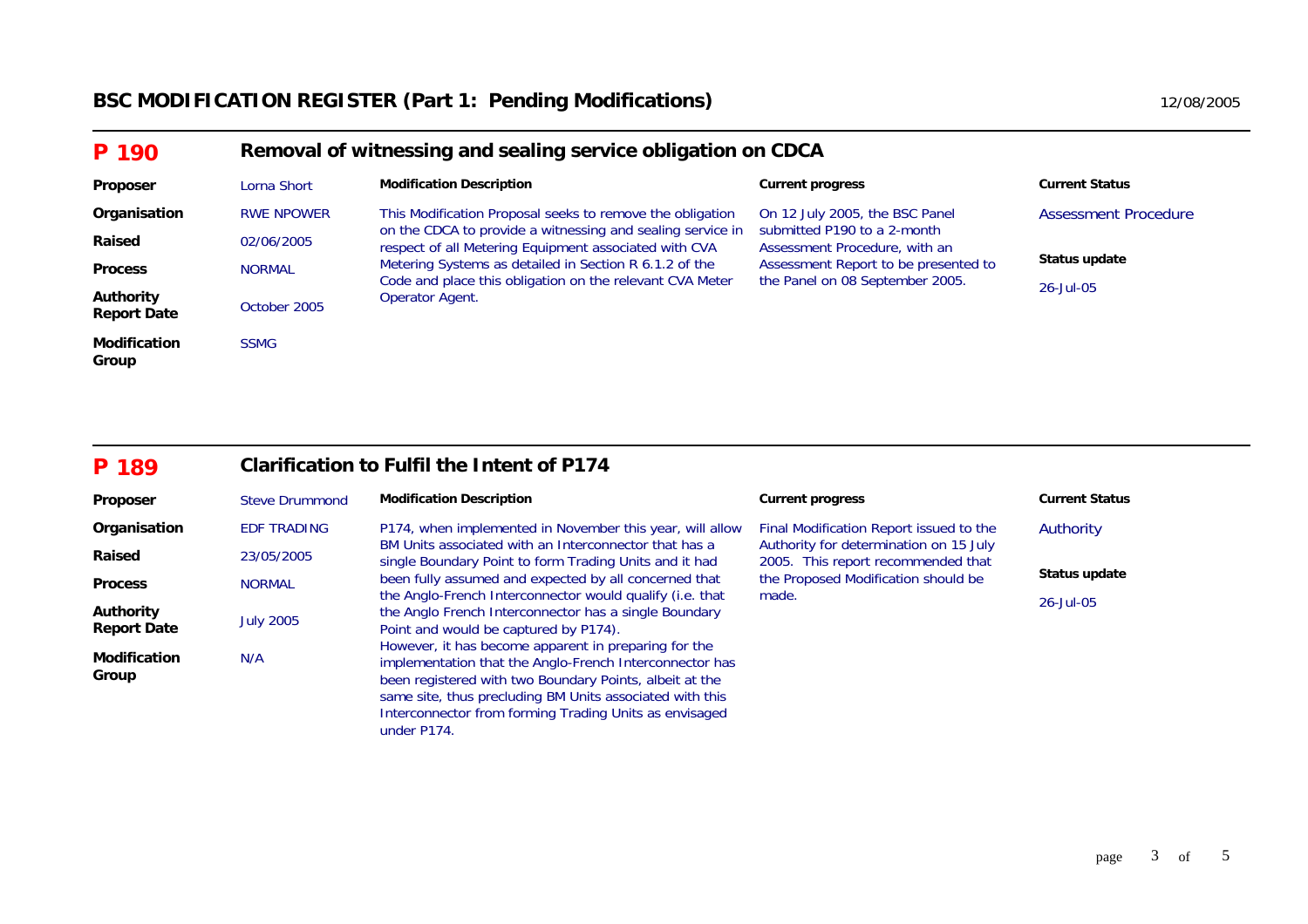# BSC MODIFICATION REGISTER (Part 1: Pending Modifications)

12/08/2005

## P 190 — Removal of witnessing and sealing service obligation on CDCA

| | | **Modification Description** | **Current progress** | **Current Status** |
|---|---|---|---|---|
| **Proposer** | Lorna Short | This Modification Proposal seeks to remove the obligation on the CDCA to provide a witnessing and sealing service in respect of all Metering Equipment associated with CVA Metering Systems as detailed in Section R 6.1.2 of the Code and place this obligation on the relevant CVA Meter Operator Agent. | On 12 July 2005, the BSC Panel submitted P190 to a 2-month Assessment Procedure, with an Assessment Report to be presented to the Panel on 08 September 2005. | Assessment Procedure |
| **Organisation** | RWE NPOWER | | | |
| **Raised** | 02/06/2005 | | | **Status update** |
| **Process** | NORMAL | | | 26-Jul-05 |
| **Authority Report Date** | October 2005 | | | |
| **Modification Group** | SSMG | | | |

## P 189 — Clarification to Fulfil the Intent of P174

| | | **Modification Description** | **Current progress** | **Current Status** |
|---|---|---|---|---|
| **Proposer** | Steve Drummond | P174, when implemented in November this year, will allow BM Units associated with an Interconnector that has a single Boundary Point to form Trading Units and it had been fully assumed and expected by all concerned that the Anglo-French Interconnector would qualify (i.e. that the Anglo French Interconnector has a single Boundary Point and would be captured by P174). However, it has become apparent in preparing for the implementation that the Anglo-French Interconnector has been registered with two Boundary Points, albeit at the same site, thus precluding BM Units associated with this Interconnector from forming Trading Units as envisaged under P174. | Final Modification Report issued to the Authority for determination on 15 July 2005. This report recommended that the Proposed Modification should be made. | Authority |
| **Organisation** | EDF TRADING | | | |
| **Raised** | 23/05/2005 | | | **Status update** |
| **Process** | NORMAL | | | 26-Jul-05 |
| **Authority Report Date** | July 2005 | | | |
| **Modification Group** | N/A | | | |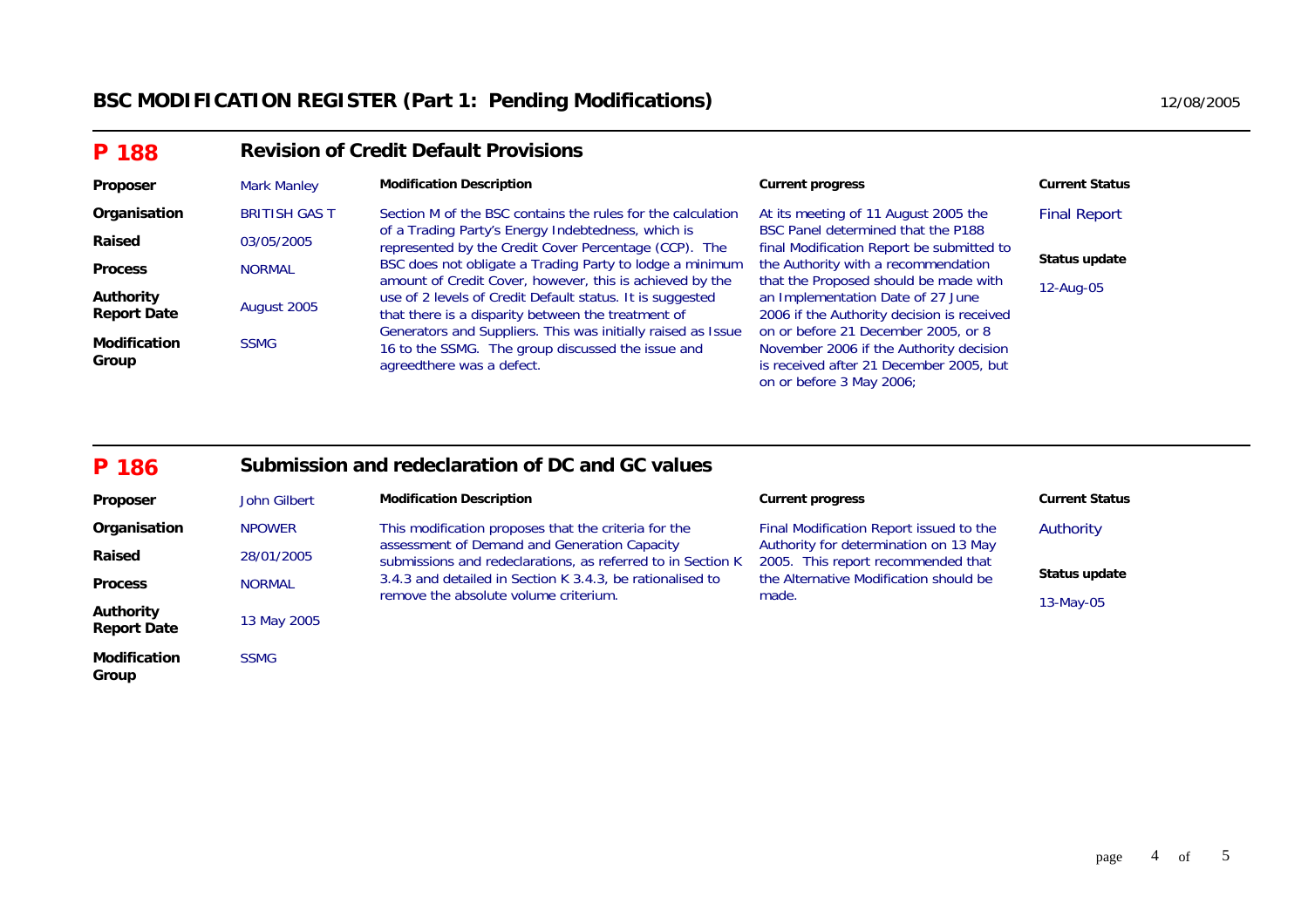# BSC MODIFICATION REGISTER (Part 1: Pending Modifications)

12/08/2005

## P 188 — Revision of Credit Default Provisions

| | | Modification Description | Current progress | Current Status |
|---|---|---|---|---|
| **Proposer** | Mark Manley | Section M of the BSC contains the rules for the calculation of a Trading Party's Energy Indebtedness, which is represented by the Credit Cover Percentage (CCP). The BSC does not obligate a Trading Party to lodge a minimum amount of Credit Cover, however, this is achieved by the use of 2 levels of Credit Default status. It is suggested that there is a disparity between the treatment of Generators and Suppliers. This was initially raised as Issue 16 to the SSMG. The group discussed the issue and agreedthere was a defect. | At its meeting of 11 August 2005 the BSC Panel determined that the P188 final Modification Report be submitted to the Authority with a recommendation that the Proposed should be made with an Implementation Date of 27 June 2006 if the Authority decision is received on or before 21 December 2005, or 8 November 2006 if the Authority decision is received after 21 December 2005, but on or before 3 May 2006; | Final Report |
| **Organisation** | BRITISH GAS T | | | **Status update** |
| **Raised** | 03/05/2005 | | | 12-Aug-05 |
| **Process** | NORMAL | | | |
| **Authority Report Date** | August 2005 | | | |
| **Modification Group** | SSMG | | | |

## P 186 — Submission and redeclaration of DC and GC values

| | | Modification Description | Current progress | Current Status |
|---|---|---|---|---|
| **Proposer** | John Gilbert | This modification proposes that the criteria for the assessment of Demand and Generation Capacity submissions and redeclarations, as referred to in Section K 3.4.3 and detailed in Section K 3.4.3, be rationalised to remove the absolute volume criterium. | Final Modification Report issued to the Authority for determination on 13 May 2005. This report recommended that the Alternative Modification should be made. | Authority |
| **Organisation** | NPOWER | | | **Status update** |
| **Raised** | 28/01/2005 | | | 13-May-05 |
| **Process** | NORMAL | | | |
| **Authority Report Date** | 13 May 2005 | | | |
| **Modification Group** | SSMG | | | |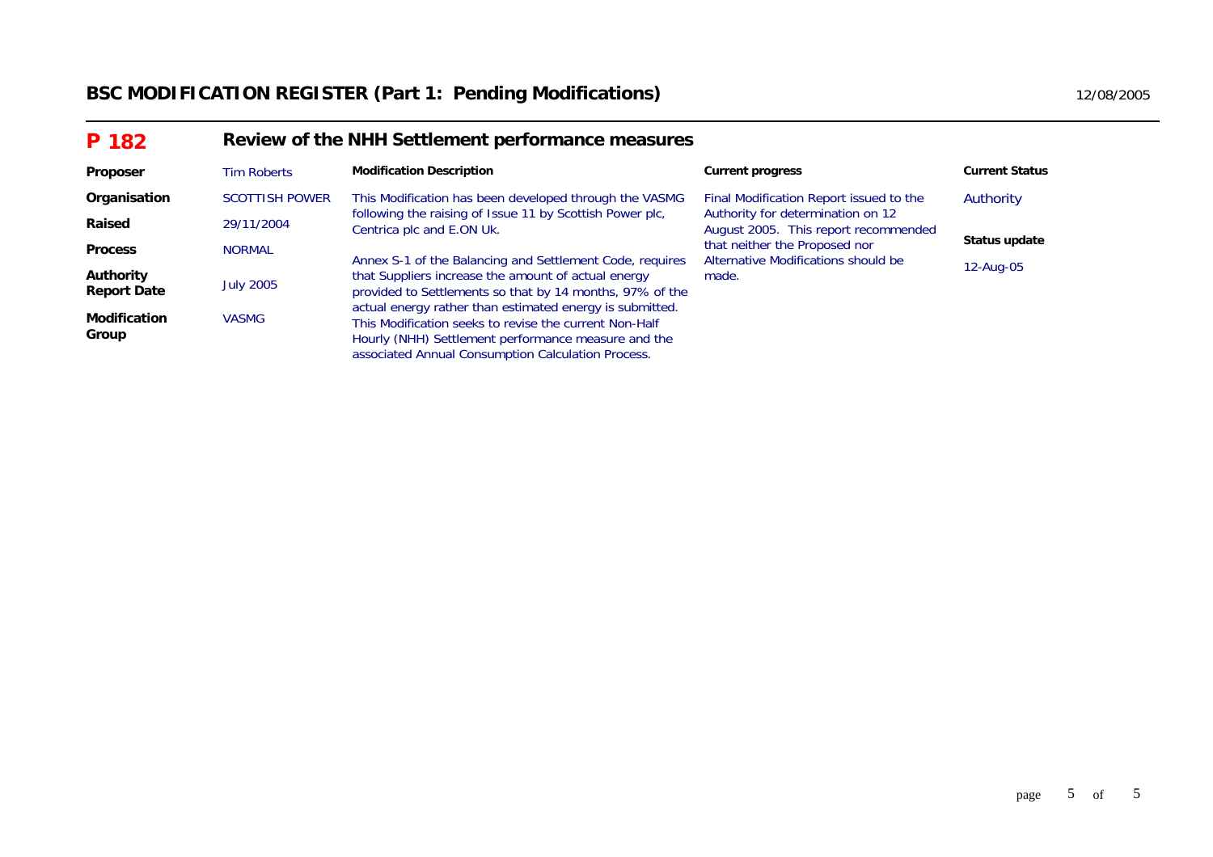# BSC MODIFICATION REGISTER (Part 1: Pending Modifications)

12/08/2005

## P 182 Review of the NHH Settlement performance measures

| | | **Modification Description** | **Current progress** | **Current Status** |
|---|---|---|---|---|
| **Proposer** | Tim Roberts | This Modification has been developed through the VASMG following the raising of Issue 11 by Scottish Power plc, Centrica plc and E.ON Uk.<br><br>Annex S-1 of the Balancing and Settlement Code, requires that Suppliers increase the amount of actual energy provided to Settlements so that by 14 months, 97% of the actual energy rather than estimated energy is submitted. This Modification seeks to revise the current Non-Half Hourly (NHH) Settlement performance measure and the associated Annual Consumption Calculation Process. | Final Modification Report issued to the Authority for determination on 12 August 2005. This report recommended that neither the Proposed nor Alternative Modifications should be made. | Authority<br><br>**Status update**<br><br>12-Aug-05 |
| **Organisation** | SCOTTISH POWER | | | |
| **Raised** | 29/11/2004 | | | |
| **Process** | NORMAL | | | |
| **Authority Report Date** | July 2005 | | | |
| **Modification Group** | VASMG | | | |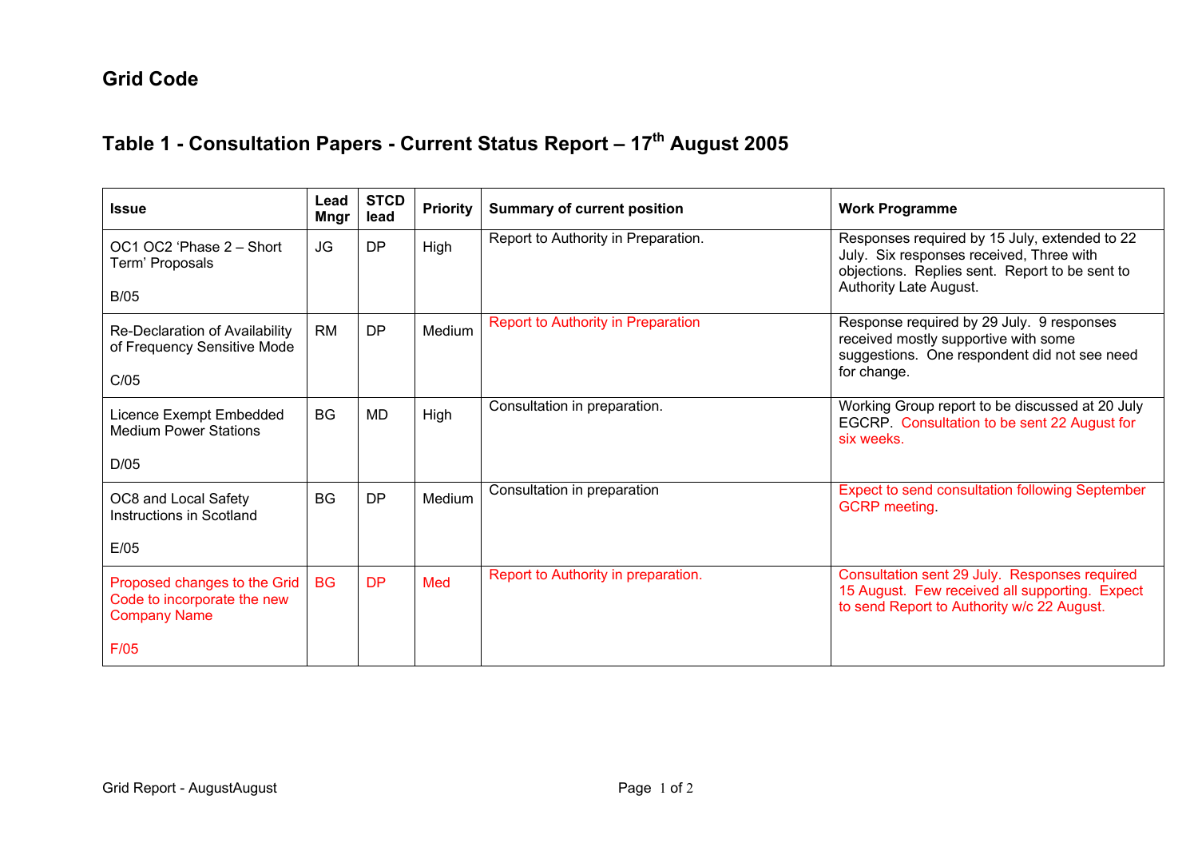# Grid Code

## Table 1 - Consultation Papers - Current Status Report – 17th August 2005

| Issue | Lead Mngr | STCD lead | Priority | Summary of current position | Work Programme |
|---|---|---|---|---|---|
| OC1 OC2 'Phase 2 – Short Term' Proposals<br><br>B/05 | JG | DP | High | Report to Authority in Preparation. | Responses required by 15 July, extended to 22 July. Six responses received, Three with objections. Replies sent. Report to be sent to Authority Late August. |
| Re-Declaration of Availability of Frequency Sensitive Mode<br><br>C/05 | RM | DP | Medium | Report to Authority in Preparation | Response required by 29 July. 9 responses received mostly supportive with some suggestions. One respondent did not see need for change. |
| Licence Exempt Embedded Medium Power Stations<br><br>D/05 | BG | MD | High | Consultation in preparation. | Working Group report to be discussed at 20 July EGCRP. Consultation to be sent 22 August for six weeks. |
| OC8 and Local Safety Instructions in Scotland<br><br>E/05 | BG | DP | Medium | Consultation in preparation | Expect to send consultation following September GCRP meeting. |
| Proposed changes to the Grid Code to incorporate the new Company Name<br><br>F/05 | BG | DP | Med | Report to Authority in preparation. | Consultation sent 29 July. Responses required 15 August. Few received all supporting. Expect to send Report to Authority w/c 22 August. |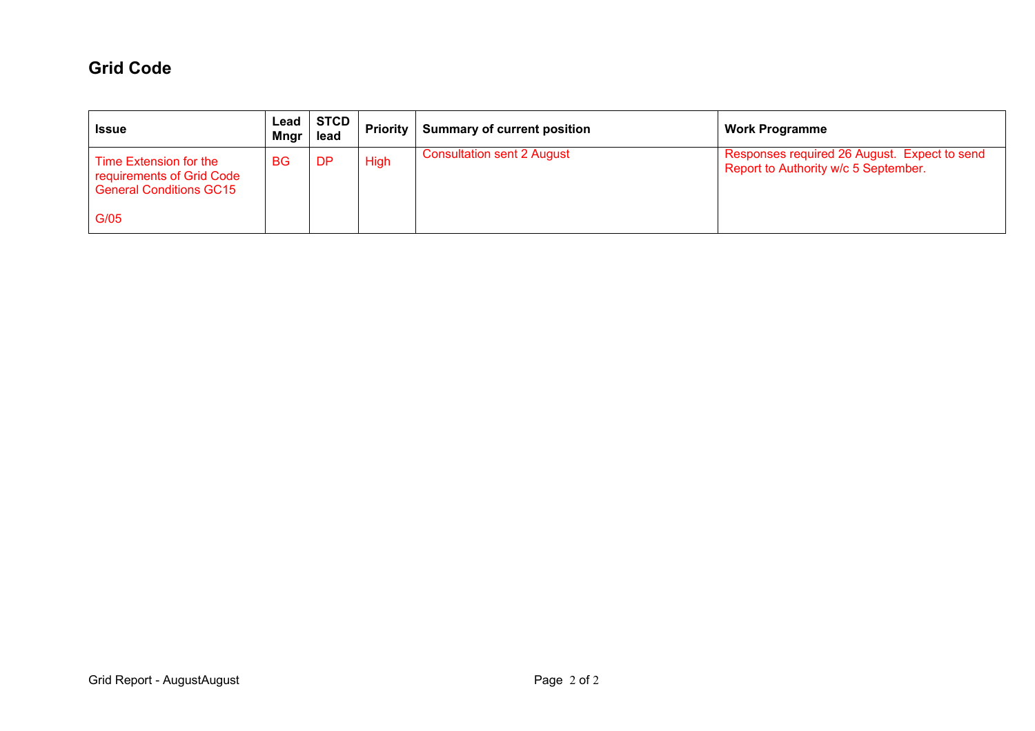## Grid Code

| Issue | Lead Mngr | STCD lead | Priority | Summary of current position | Work Programme |
|---|---|---|---|---|---|
| Time Extension for the requirements of Grid Code General Conditions GC15<br><br>G/05 | BG | DP | High | Consultation sent 2 August | Responses required 26 August. Expect to send Report to Authority w/c 5 September. |